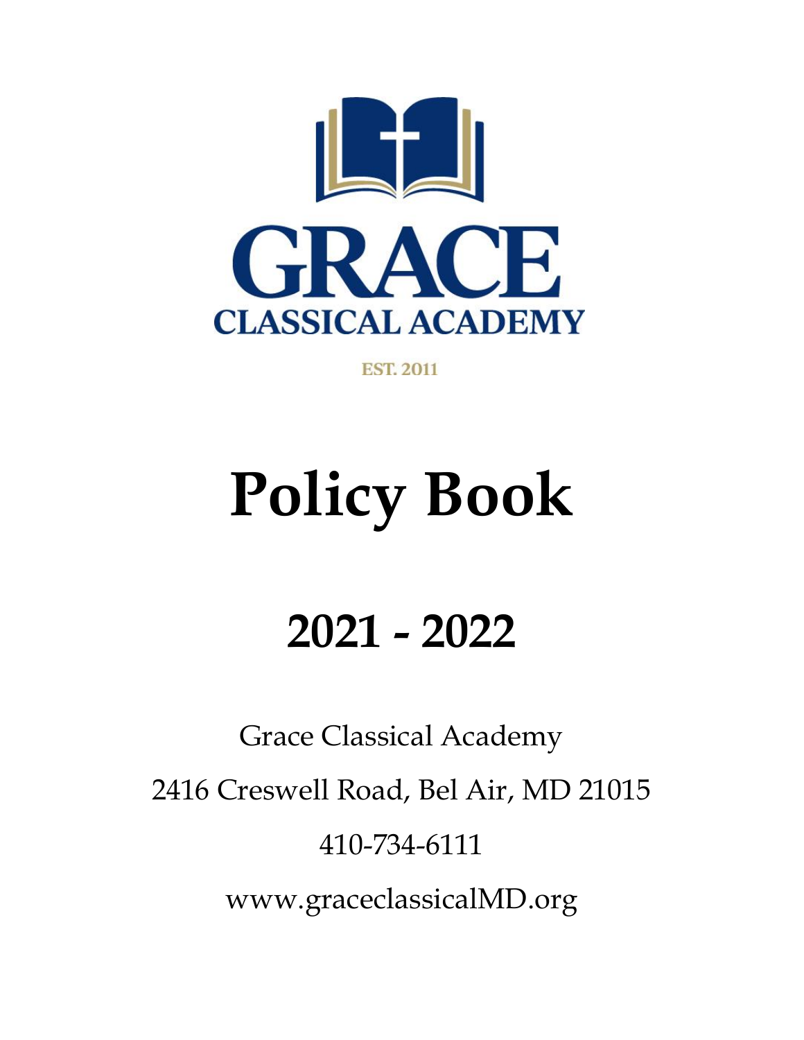# GRACE

## CLASSICAL ACADEMY

EST. 2011

# Policy Book

## 2021 - 2022

Grace Classical Academy

2416 Creswell Road, Bel Air, MD 21015

410-734-6111

www.graceclassicalMD.org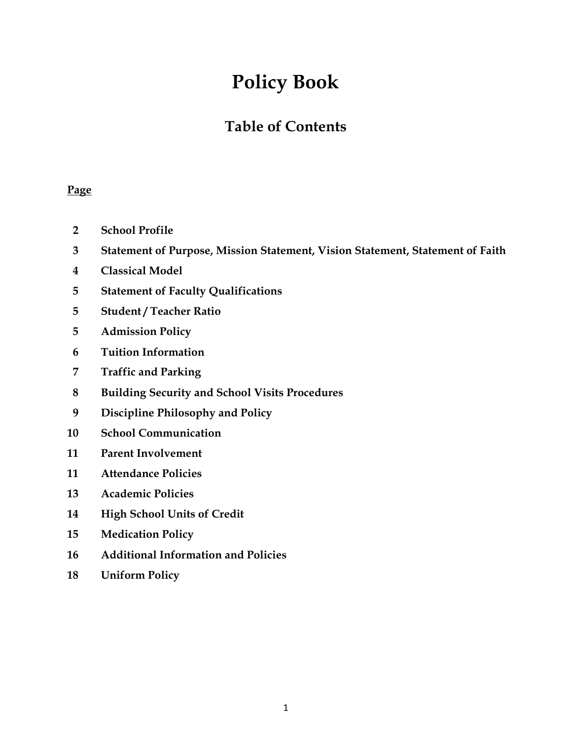# Policy Book

## Table of Contents

**Page**

| Page | Section |
|---|---|
| 2 | **School Profile** |
| 3 | **Statement of Purpose, Mission Statement, Vision Statement, Statement of Faith** |
| 4 | **Classical Model** |
| 5 | **Statement of Faculty Qualifications** |
| 5 | **Student / Teacher Ratio** |
| 5 | **Admission Policy** |
| 6 | **Tuition Information** |
| 7 | **Traffic and Parking** |
| 8 | **Building Security and School Visits Procedures** |
| 9 | **Discipline Philosophy and Policy** |
| 10 | **School Communication** |
| 11 | **Parent Involvement** |
| 11 | **Attendance Policies** |
| 13 | **Academic Policies** |
| 14 | **High School Units of Credit** |
| 15 | **Medication Policy** |
| 16 | **Additional Information and Policies** |
| 18 | **Uniform Policy** |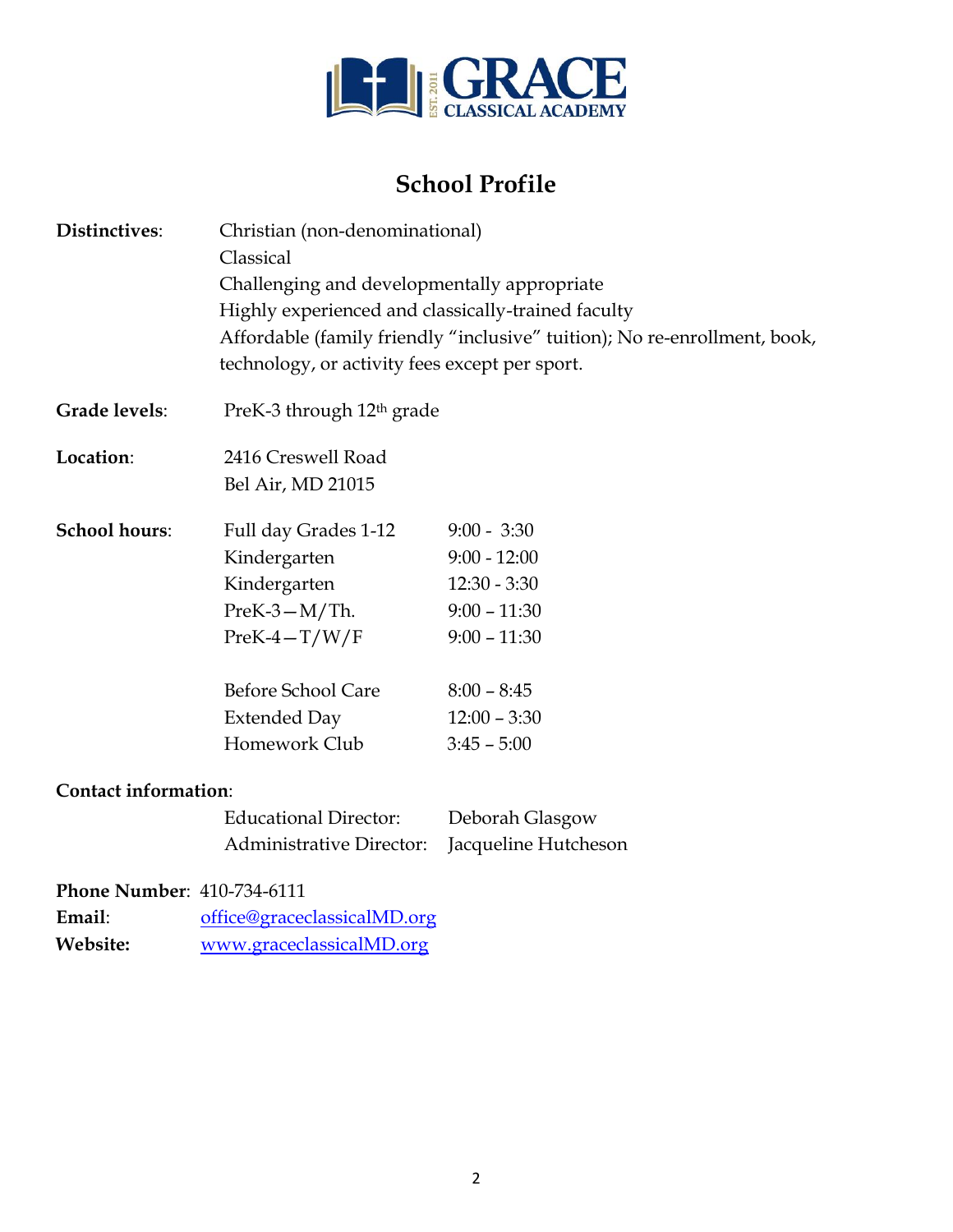GRACE CLASSICAL ACADEMY

EST. 2011

# School Profile

**Distinctives**: Christian (non-denominational)
Classical
Challenging and developmentally appropriate
Highly experienced and classically-trained faculty
Affordable (family friendly "inclusive" tuition); No re-enrollment, book, technology, or activity fees except per sport.

**Grade levels**: PreK-3 through 12th grade

**Location**: 2416 Creswell Road
Bel Air, MD 21015

**School hours**:

| | |
|---|---|
| Full day Grades 1-12 | 9:00 - 3:30 |
| Kindergarten | 9:00 - 12:00 |
| Kindergarten | 12:30 - 3:30 |
| PreK-3—M/Th. | 9:00 – 11:30 |
| PreK-4—T/W/F | 9:00 – 11:30 |
| Before School Care | 8:00 – 8:45 |
| Extended Day | 12:00 – 3:30 |
| Homework Club | 3:45 – 5:00 |

**Contact information**:

| | |
|---|---|
| Educational Director: | Deborah Glasgow |
| Administrative Director: | Jacqueline Hutcheson |

**Phone Number**: 410-734-6111
**Email**: office@graceclassicalMD.org
**Website:** www.graceclassicalMD.org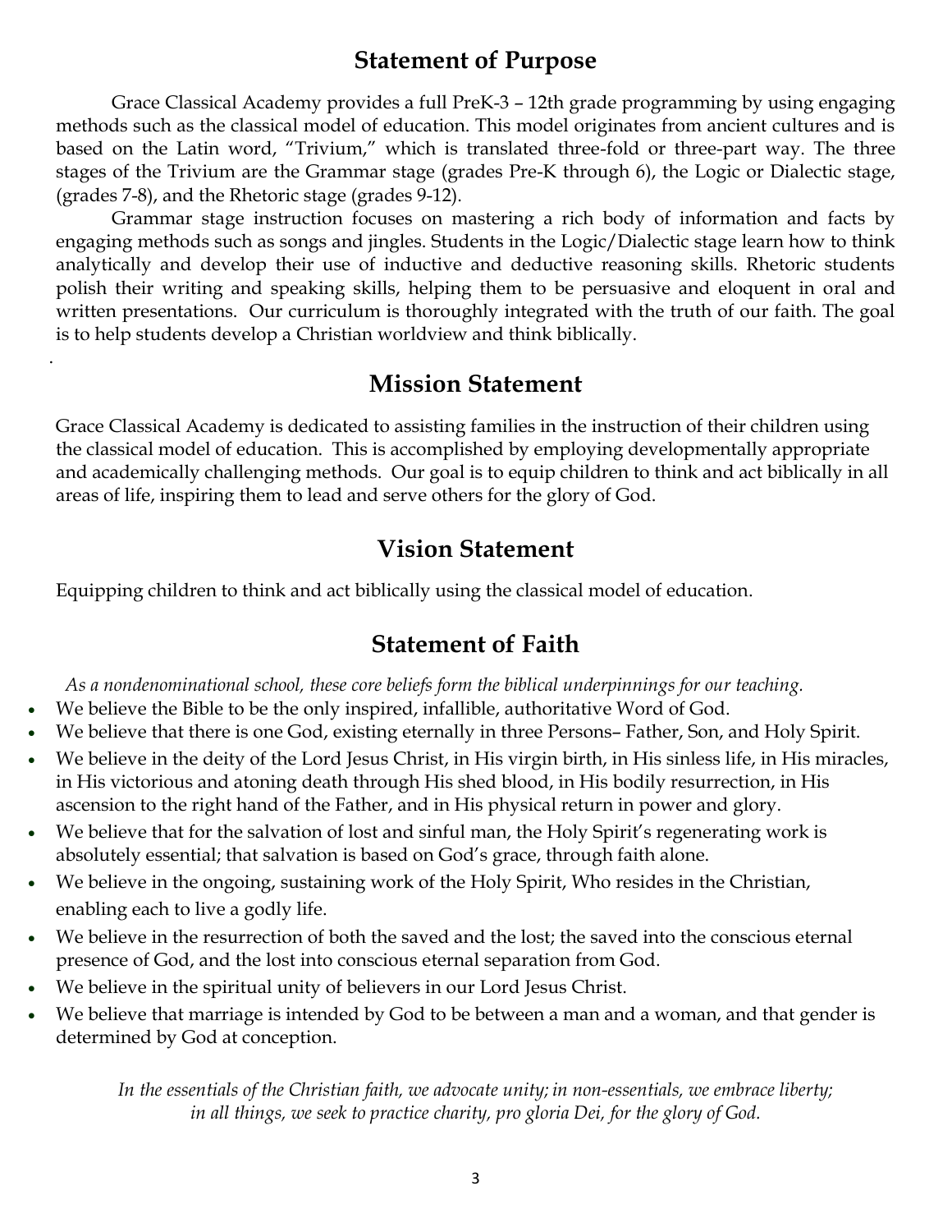## Statement of Purpose

Grace Classical Academy provides a full PreK-3 – 12th grade programming by using engaging methods such as the classical model of education. This model originates from ancient cultures and is based on the Latin word, "Trivium," which is translated three-fold or three-part way. The three stages of the Trivium are the Grammar stage (grades Pre-K through 6), the Logic or Dialectic stage, (grades 7-8), and the Rhetoric stage (grades 9-12).

Grammar stage instruction focuses on mastering a rich body of information and facts by engaging methods such as songs and jingles. Students in the Logic/Dialectic stage learn how to think analytically and develop their use of inductive and deductive reasoning skills. Rhetoric students polish their writing and speaking skills, helping them to be persuasive and eloquent in oral and written presentations. Our curriculum is thoroughly integrated with the truth of our faith. The goal is to help students develop a Christian worldview and think biblically.

## Mission Statement

Grace Classical Academy is dedicated to assisting families in the instruction of their children using the classical model of education. This is accomplished by employing developmentally appropriate and academically challenging methods. Our goal is to equip children to think and act biblically in all areas of life, inspiring them to lead and serve others for the glory of God.

## Vision Statement

Equipping children to think and act biblically using the classical model of education.

## Statement of Faith

*As a nondenominational school, these core beliefs form the biblical underpinnings for our teaching.*

- We believe the Bible to be the only inspired, infallible, authoritative Word of God.
- We believe that there is one God, existing eternally in three Persons– Father, Son, and Holy Spirit.
- We believe in the deity of the Lord Jesus Christ, in His virgin birth, in His sinless life, in His miracles, in His victorious and atoning death through His shed blood, in His bodily resurrection, in His ascension to the right hand of the Father, and in His physical return in power and glory.
- We believe that for the salvation of lost and sinful man, the Holy Spirit's regenerating work is absolutely essential; that salvation is based on God's grace, through faith alone.
- We believe in the ongoing, sustaining work of the Holy Spirit, Who resides in the Christian, enabling each to live a godly life.
- We believe in the resurrection of both the saved and the lost; the saved into the conscious eternal presence of God, and the lost into conscious eternal separation from God.
- We believe in the spiritual unity of believers in our Lord Jesus Christ.
- We believe that marriage is intended by God to be between a man and a woman, and that gender is determined by God at conception.

*In the essentials of the Christian faith, we advocate unity; in non-essentials, we embrace liberty; in all things, we seek to practice charity, pro gloria Dei, for the glory of God.*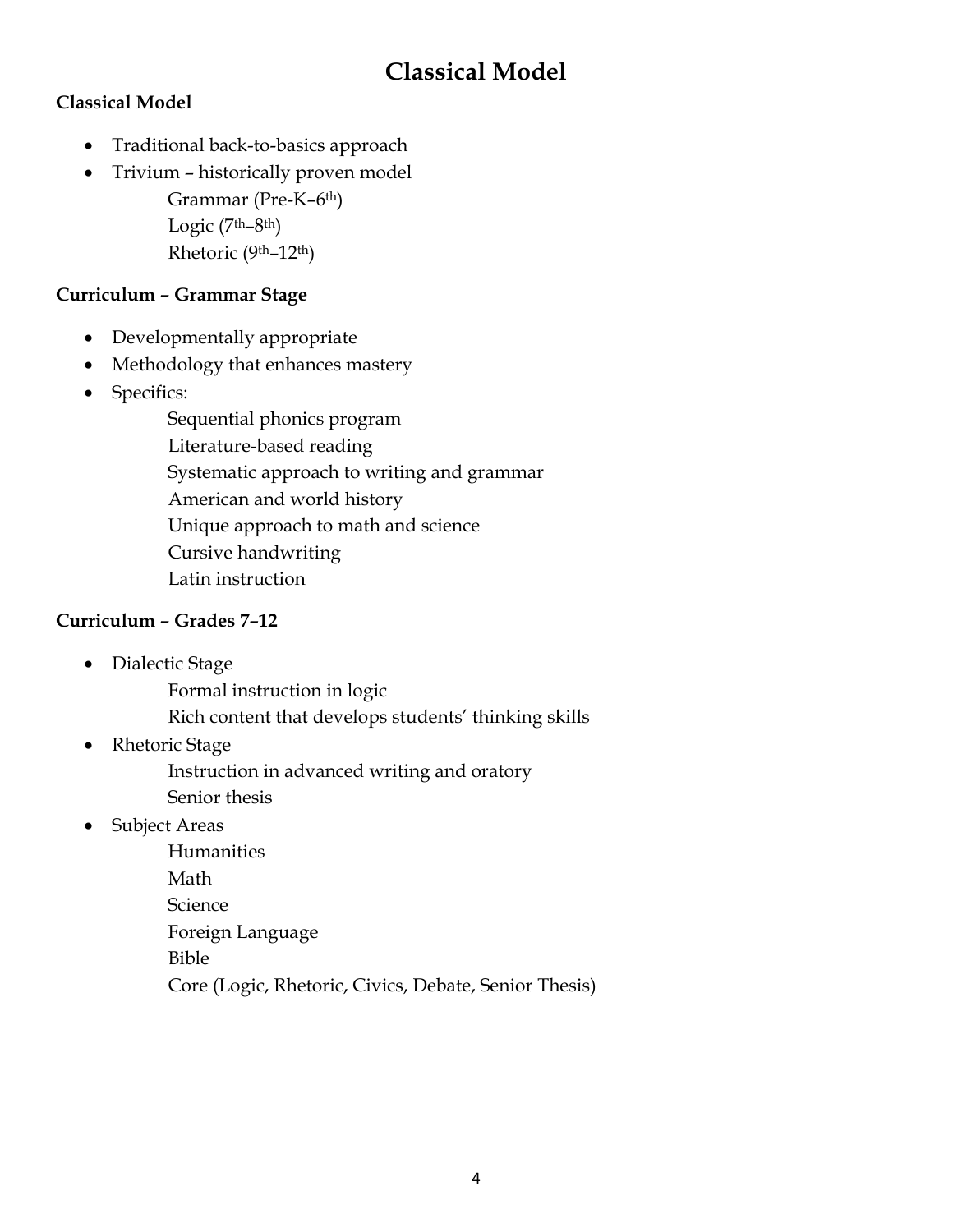# Classical Model

**Classical Model**

- Traditional back-to-basics approach
- Trivium – historically proven model
  - Grammar (Pre-K–6th)
  - Logic (7th–8th)
  - Rhetoric (9th–12th)

**Curriculum – Grammar Stage**

- Developmentally appropriate
- Methodology that enhances mastery
- Specifics:
  - Sequential phonics program
  - Literature-based reading
  - Systematic approach to writing and grammar
  - American and world history
  - Unique approach to math and science
  - Cursive handwriting
  - Latin instruction

**Curriculum – Grades 7–12**

- Dialectic Stage
  - Formal instruction in logic
  - Rich content that develops students' thinking skills
- Rhetoric Stage
  - Instruction in advanced writing and oratory
  - Senior thesis
- Subject Areas
  - Humanities
  - Math
  - Science
  - Foreign Language
  - Bible
  - Core (Logic, Rhetoric, Civics, Debate, Senior Thesis)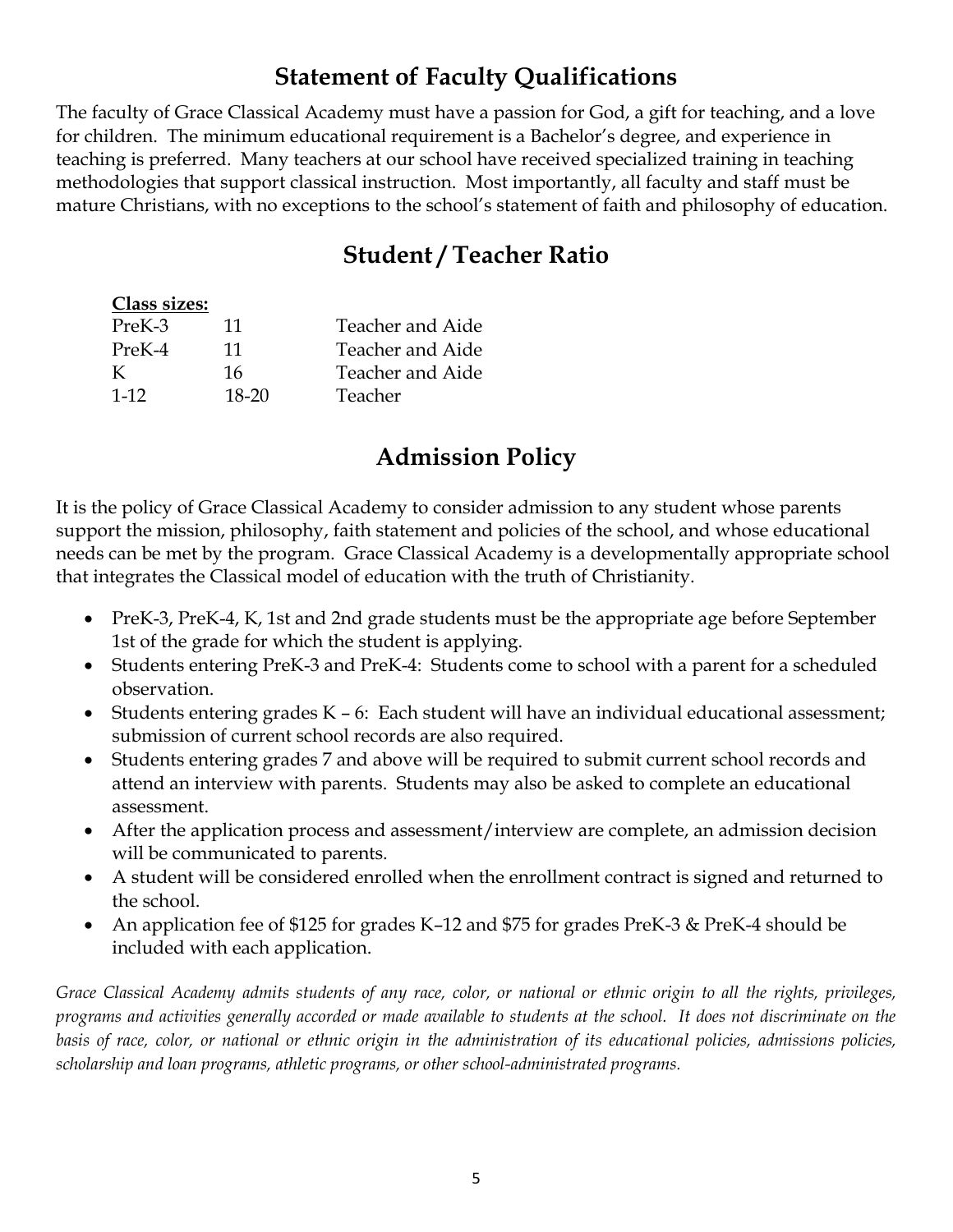## Statement of Faculty Qualifications

The faculty of Grace Classical Academy must have a passion for God, a gift for teaching, and a love for children. The minimum educational requirement is a Bachelor's degree, and experience in teaching is preferred. Many teachers at our school have received specialized training in teaching methodologies that support classical instruction. Most importantly, all faculty and staff must be mature Christians, with no exceptions to the school's statement of faith and philosophy of education.

## Student / Teacher Ratio

**Class sizes:**

| | | |
|---|---|---|
| PreK-3 | 11 | Teacher and Aide |
| PreK-4 | 11 | Teacher and Aide |
| K | 16 | Teacher and Aide |
| 1-12 | 18-20 | Teacher |

## Admission Policy

It is the policy of Grace Classical Academy to consider admission to any student whose parents support the mission, philosophy, faith statement and policies of the school, and whose educational needs can be met by the program. Grace Classical Academy is a developmentally appropriate school that integrates the Classical model of education with the truth of Christianity.

- PreK-3, PreK-4, K, 1st and 2nd grade students must be the appropriate age before September 1st of the grade for which the student is applying.
- Students entering PreK-3 and PreK-4: Students come to school with a parent for a scheduled observation.
- Students entering grades K – 6: Each student will have an individual educational assessment; submission of current school records are also required.
- Students entering grades 7 and above will be required to submit current school records and attend an interview with parents. Students may also be asked to complete an educational assessment.
- After the application process and assessment/interview are complete, an admission decision will be communicated to parents.
- A student will be considered enrolled when the enrollment contract is signed and returned to the school.
- An application fee of $125 for grades K–12 and $75 for grades PreK-3 & PreK-4 should be included with each application.

*Grace Classical Academy admits students of any race, color, or national or ethnic origin to all the rights, privileges, programs and activities generally accorded or made available to students at the school. It does not discriminate on the basis of race, color, or national or ethnic origin in the administration of its educational policies, admissions policies, scholarship and loan programs, athletic programs, or other school-administrated programs.*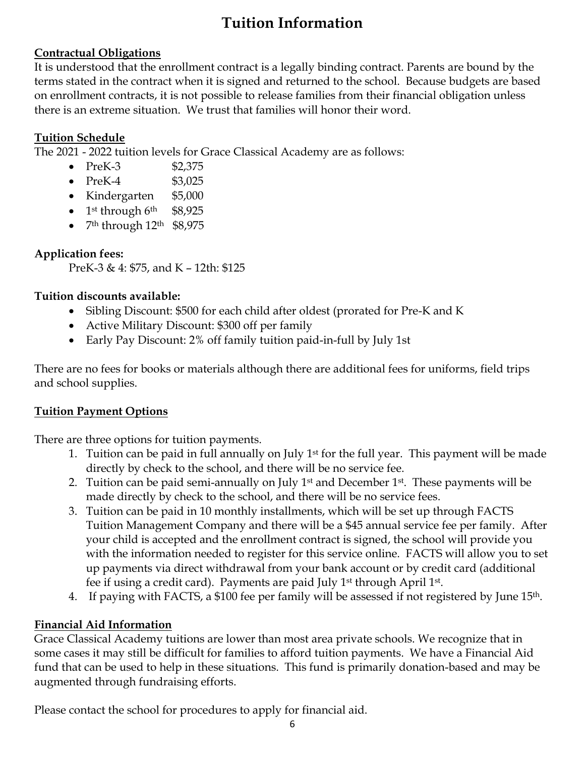# Tuition Information

## Contractual Obligations

It is understood that the enrollment contract is a legally binding contract. Parents are bound by the terms stated in the contract when it is signed and returned to the school. Because budgets are based on enrollment contracts, it is not possible to release families from their financial obligation unless there is an extreme situation. We trust that families will honor their word.

## Tuition Schedule

The 2021 - 2022 tuition levels for Grace Classical Academy are as follows:

- PreK-3 $2,375
- PreK-4 $3,025
- Kindergarten $5,000
- 1st through 6th $8,925
- 7th through 12th $8,975

**Application fees:**

PreK-3 & 4: $75, and K – 12th: $125

**Tuition discounts available:**

- Sibling Discount: $500 for each child after oldest (prorated for Pre-K and K
- Active Military Discount: $300 off per family
- Early Pay Discount: 2% off family tuition paid-in-full by July 1st

There are no fees for books or materials although there are additional fees for uniforms, field trips and school supplies.

## Tuition Payment Options

There are three options for tuition payments.

1. Tuition can be paid in full annually on July 1st for the full year. This payment will be made directly by check to the school, and there will be no service fee.
2. Tuition can be paid semi-annually on July 1st and December 1st. These payments will be made directly by check to the school, and there will be no service fees.
3. Tuition can be paid in 10 monthly installments, which will be set up through FACTS Tuition Management Company and there will be a $45 annual service fee per family. After your child is accepted and the enrollment contract is signed, the school will provide you with the information needed to register for this service online. FACTS will allow you to set up payments via direct withdrawal from your bank account or by credit card (additional fee if using a credit card). Payments are paid July 1st through April 1st.
4. If paying with FACTS, a $100 fee per family will be assessed if not registered by June 15th.

## Financial Aid Information

Grace Classical Academy tuitions are lower than most area private schools. We recognize that in some cases it may still be difficult for families to afford tuition payments. We have a Financial Aid fund that can be used to help in these situations. This fund is primarily donation-based and may be augmented through fundraising efforts.

Please contact the school for procedures to apply for financial aid.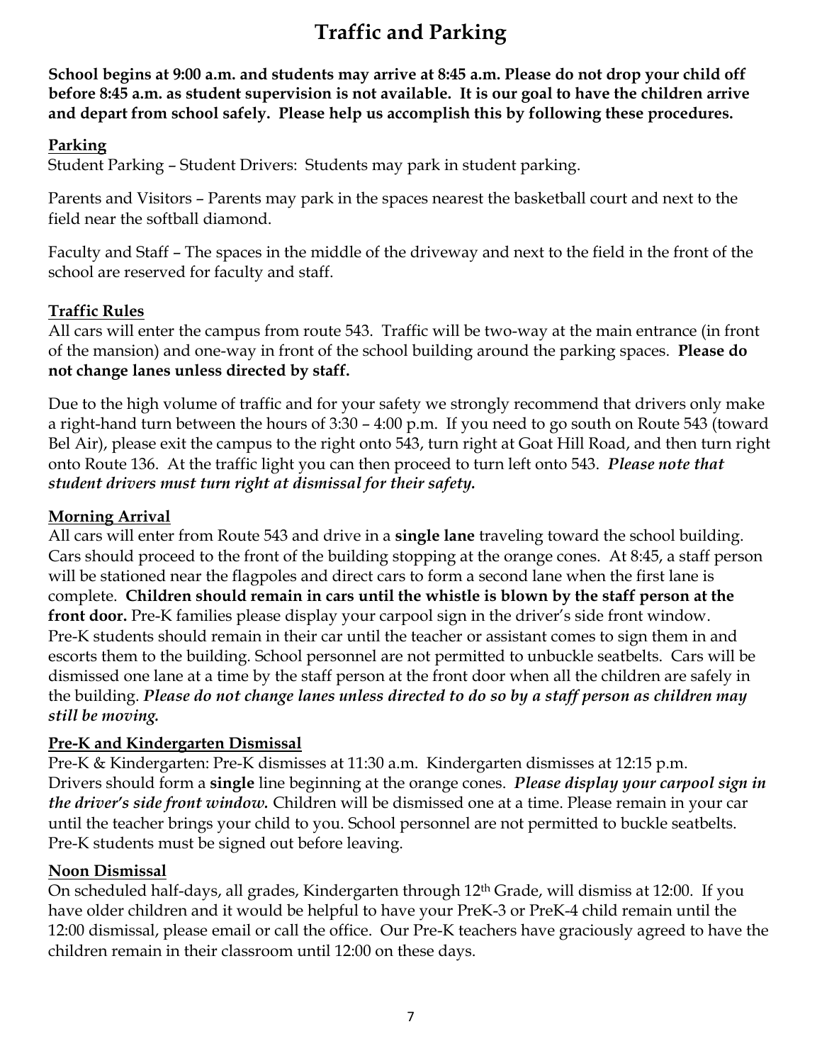# Traffic and Parking

**School begins at 9:00 a.m. and students may arrive at 8:45 a.m. Please do not drop your child off before 8:45 a.m. as student supervision is not available. It is our goal to have the children arrive and depart from school safely. Please help us accomplish this by following these procedures.**

## Parking

Student Parking – Student Drivers: Students may park in student parking.

Parents and Visitors – Parents may park in the spaces nearest the basketball court and next to the field near the softball diamond.

Faculty and Staff – The spaces in the middle of the driveway and next to the field in the front of the school are reserved for faculty and staff.

## Traffic Rules

All cars will enter the campus from route 543. Traffic will be two-way at the main entrance (in front of the mansion) and one-way in front of the school building around the parking spaces. **Please do not change lanes unless directed by staff.**

Due to the high volume of traffic and for your safety we strongly recommend that drivers only make a right-hand turn between the hours of 3:30 – 4:00 p.m. If you need to go south on Route 543 (toward Bel Air), please exit the campus to the right onto 543, turn right at Goat Hill Road, and then turn right onto Route 136. At the traffic light you can then proceed to turn left onto 543. ***Please note that student drivers must turn right at dismissal for their safety.***

## Morning Arrival

All cars will enter from Route 543 and drive in a **single lane** traveling toward the school building. Cars should proceed to the front of the building stopping at the orange cones. At 8:45, a staff person will be stationed near the flagpoles and direct cars to form a second lane when the first lane is complete. **Children should remain in cars until the whistle is blown by the staff person at the front door.** Pre-K families please display your carpool sign in the driver's side front window. Pre-K students should remain in their car until the teacher or assistant comes to sign them in and escorts them to the building. School personnel are not permitted to unbuckle seatbelts. Cars will be dismissed one lane at a time by the staff person at the front door when all the children are safely in the building. ***Please do not change lanes unless directed to do so by a staff person as children may still be moving.***

## Pre-K and Kindergarten Dismissal

Pre-K & Kindergarten: Pre-K dismisses at 11:30 a.m. Kindergarten dismisses at 12:15 p.m. Drivers should form a **single** line beginning at the orange cones. ***Please display your carpool sign in the driver's side front window.*** Children will be dismissed one at a time. Please remain in your car until the teacher brings your child to you. School personnel are not permitted to buckle seatbelts. Pre-K students must be signed out before leaving.

## Noon Dismissal

On scheduled half-days, all grades, Kindergarten through 12th Grade, will dismiss at 12:00. If you have older children and it would be helpful to have your PreK-3 or PreK-4 child remain until the 12:00 dismissal, please email or call the office. Our Pre-K teachers have graciously agreed to have the children remain in their classroom until 12:00 on these days.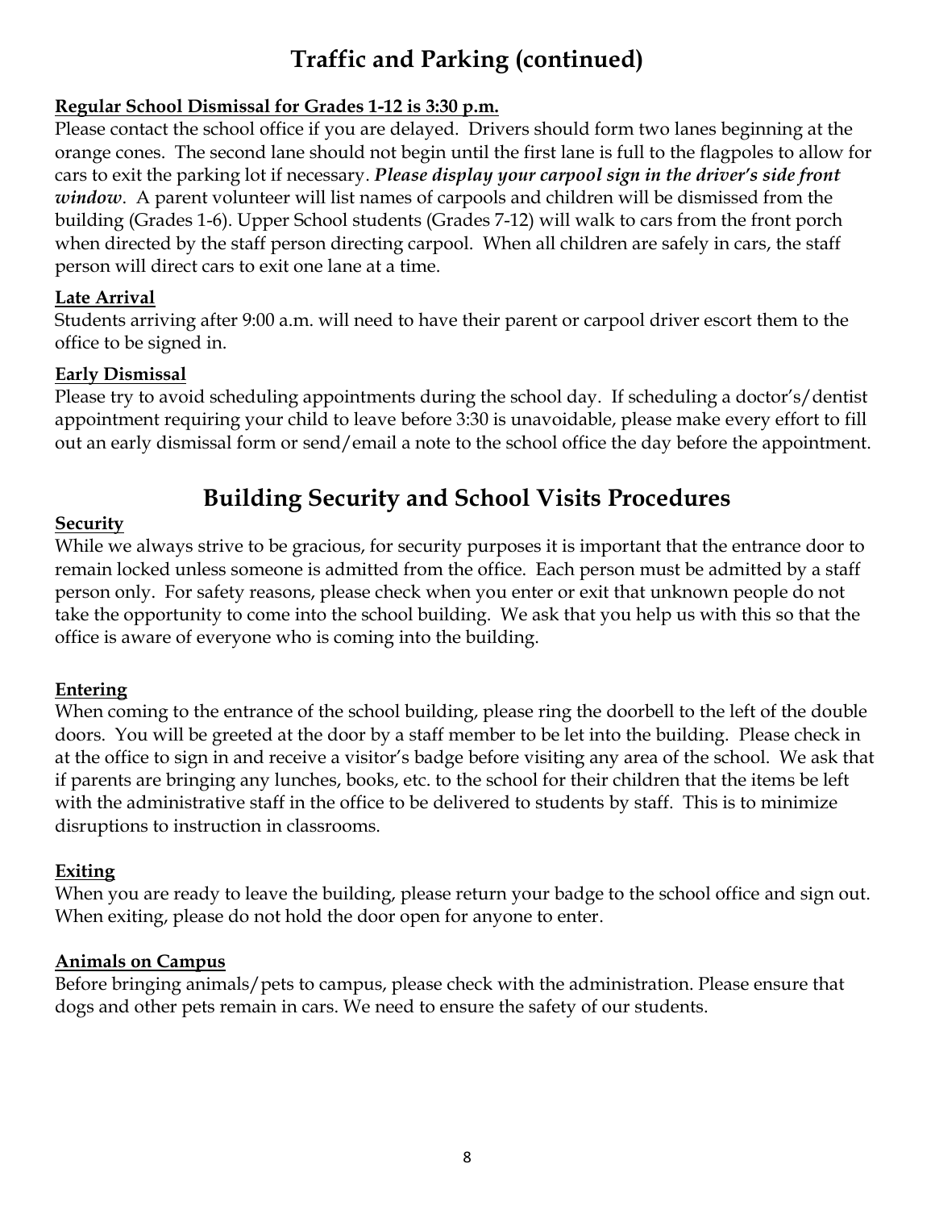# Traffic and Parking (continued)

**Regular School Dismissal for Grades 1-12 is 3:30 p.m.**

Please contact the school office if you are delayed. Drivers should form two lanes beginning at the orange cones. The second lane should not begin until the first lane is full to the flagpoles to allow for cars to exit the parking lot if necessary. ***Please display your carpool sign in the driver's side front window***. A parent volunteer will list names of carpools and children will be dismissed from the building (Grades 1-6). Upper School students (Grades 7-12) will walk to cars from the front porch when directed by the staff person directing carpool. When all children are safely in cars, the staff person will direct cars to exit one lane at a time.

**Late Arrival**

Students arriving after 9:00 a.m. will need to have their parent or carpool driver escort them to the office to be signed in.

**Early Dismissal**

Please try to avoid scheduling appointments during the school day. If scheduling a doctor's/dentist appointment requiring your child to leave before 3:30 is unavoidable, please make every effort to fill out an early dismissal form or send/email a note to the school office the day before the appointment.

# Building Security and School Visits Procedures

**Security**

While we always strive to be gracious, for security purposes it is important that the entrance door to remain locked unless someone is admitted from the office. Each person must be admitted by a staff person only. For safety reasons, please check when you enter or exit that unknown people do not take the opportunity to come into the school building. We ask that you help us with this so that the office is aware of everyone who is coming into the building.

**Entering**

When coming to the entrance of the school building, please ring the doorbell to the left of the double doors. You will be greeted at the door by a staff member to be let into the building. Please check in at the office to sign in and receive a visitor's badge before visiting any area of the school. We ask that if parents are bringing any lunches, books, etc. to the school for their children that the items be left with the administrative staff in the office to be delivered to students by staff. This is to minimize disruptions to instruction in classrooms.

**Exiting**

When you are ready to leave the building, please return your badge to the school office and sign out. When exiting, please do not hold the door open for anyone to enter.

**Animals on Campus**

Before bringing animals/pets to campus, please check with the administration. Please ensure that dogs and other pets remain in cars. We need to ensure the safety of our students.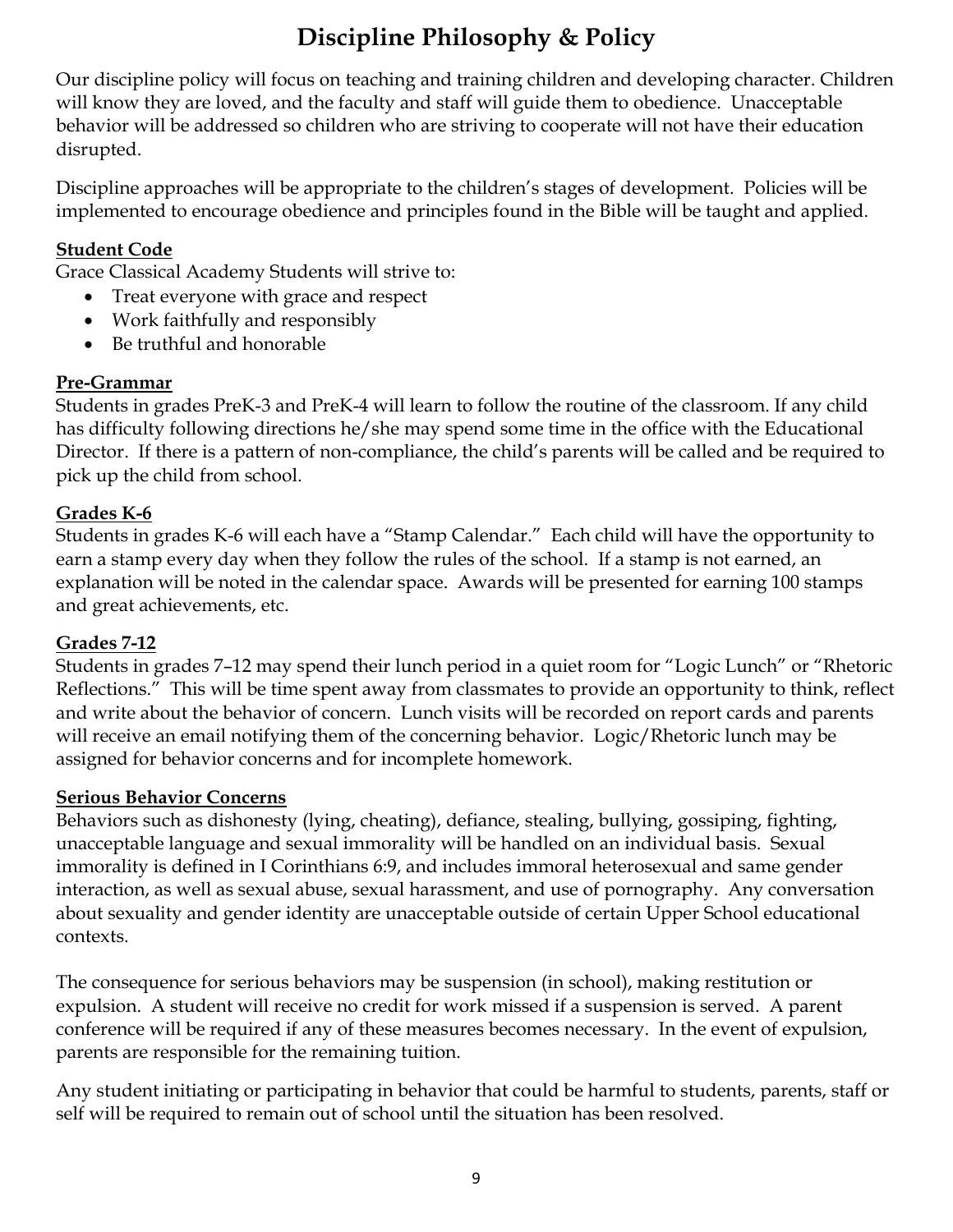# Discipline Philosophy & Policy

Our discipline policy will focus on teaching and training children and developing character. Children will know they are loved, and the faculty and staff will guide them to obedience. Unacceptable behavior will be addressed so children who are striving to cooperate will not have their education disrupted.

Discipline approaches will be appropriate to the children's stages of development. Policies will be implemented to encourage obedience and principles found in the Bible will be taught and applied.

**Student Code**

Grace Classical Academy Students will strive to:

- Treat everyone with grace and respect
- Work faithfully and responsibly
- Be truthful and honorable

**Pre-Grammar**

Students in grades PreK-3 and PreK-4 will learn to follow the routine of the classroom. If any child has difficulty following directions he/she may spend some time in the office with the Educational Director. If there is a pattern of non-compliance, the child's parents will be called and be required to pick up the child from school.

**Grades K-6**

Students in grades K-6 will each have a "Stamp Calendar." Each child will have the opportunity to earn a stamp every day when they follow the rules of the school. If a stamp is not earned, an explanation will be noted in the calendar space. Awards will be presented for earning 100 stamps and great achievements, etc.

**Grades 7-12**

Students in grades 7–12 may spend their lunch period in a quiet room for "Logic Lunch" or "Rhetoric Reflections." This will be time spent away from classmates to provide an opportunity to think, reflect and write about the behavior of concern. Lunch visits will be recorded on report cards and parents will receive an email notifying them of the concerning behavior. Logic/Rhetoric lunch may be assigned for behavior concerns and for incomplete homework.

**Serious Behavior Concerns**

Behaviors such as dishonesty (lying, cheating), defiance, stealing, bullying, gossiping, fighting, unacceptable language and sexual immorality will be handled on an individual basis. Sexual immorality is defined in I Corinthians 6:9, and includes immoral heterosexual and same gender interaction, as well as sexual abuse, sexual harassment, and use of pornography. Any conversation about sexuality and gender identity are unacceptable outside of certain Upper School educational contexts.

The consequence for serious behaviors may be suspension (in school), making restitution or expulsion. A student will receive no credit for work missed if a suspension is served. A parent conference will be required if any of these measures becomes necessary. In the event of expulsion, parents are responsible for the remaining tuition.

Any student initiating or participating in behavior that could be harmful to students, parents, staff or self will be required to remain out of school until the situation has been resolved.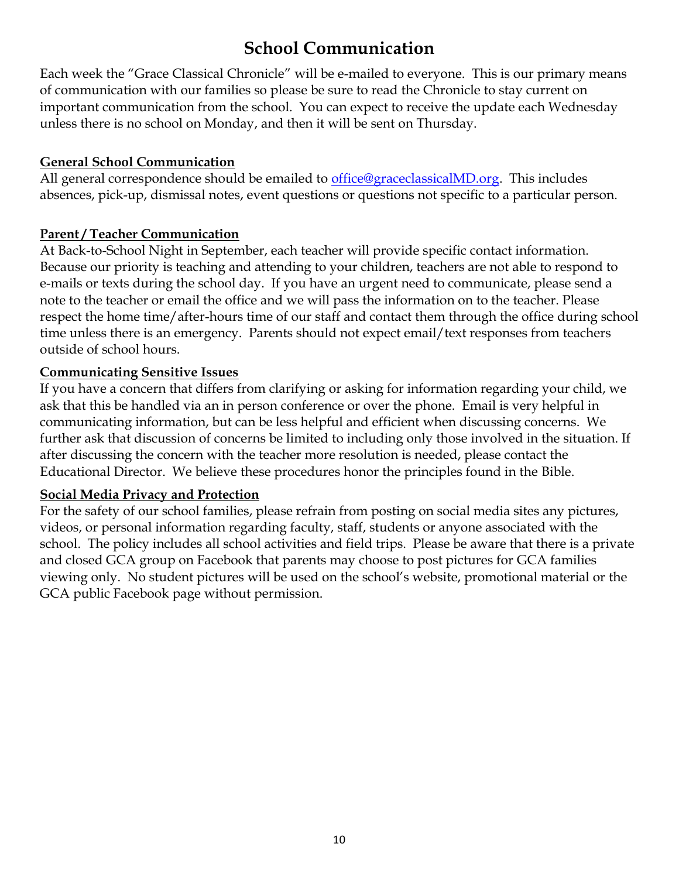# School Communication

Each week the "Grace Classical Chronicle" will be e-mailed to everyone. This is our primary means of communication with our families so please be sure to read the Chronicle to stay current on important communication from the school. You can expect to receive the update each Wednesday unless there is no school on Monday, and then it will be sent on Thursday.

**General School Communication**

All general correspondence should be emailed to office@graceclassicalMD.org. This includes absences, pick-up, dismissal notes, event questions or questions not specific to a particular person.

**Parent / Teacher Communication**

At Back-to-School Night in September, each teacher will provide specific contact information. Because our priority is teaching and attending to your children, teachers are not able to respond to e-mails or texts during the school day. If you have an urgent need to communicate, please send a note to the teacher or email the office and we will pass the information on to the teacher. Please respect the home time/after-hours time of our staff and contact them through the office during school time unless there is an emergency. Parents should not expect email/text responses from teachers outside of school hours.

**Communicating Sensitive Issues**

If you have a concern that differs from clarifying or asking for information regarding your child, we ask that this be handled via an in person conference or over the phone. Email is very helpful in communicating information, but can be less helpful and efficient when discussing concerns. We further ask that discussion of concerns be limited to including only those involved in the situation. If after discussing the concern with the teacher more resolution is needed, please contact the Educational Director. We believe these procedures honor the principles found in the Bible.

**Social Media Privacy and Protection**

For the safety of our school families, please refrain from posting on social media sites any pictures, videos, or personal information regarding faculty, staff, students or anyone associated with the school. The policy includes all school activities and field trips. Please be aware that there is a private and closed GCA group on Facebook that parents may choose to post pictures for GCA families viewing only. No student pictures will be used on the school's website, promotional material or the GCA public Facebook page without permission.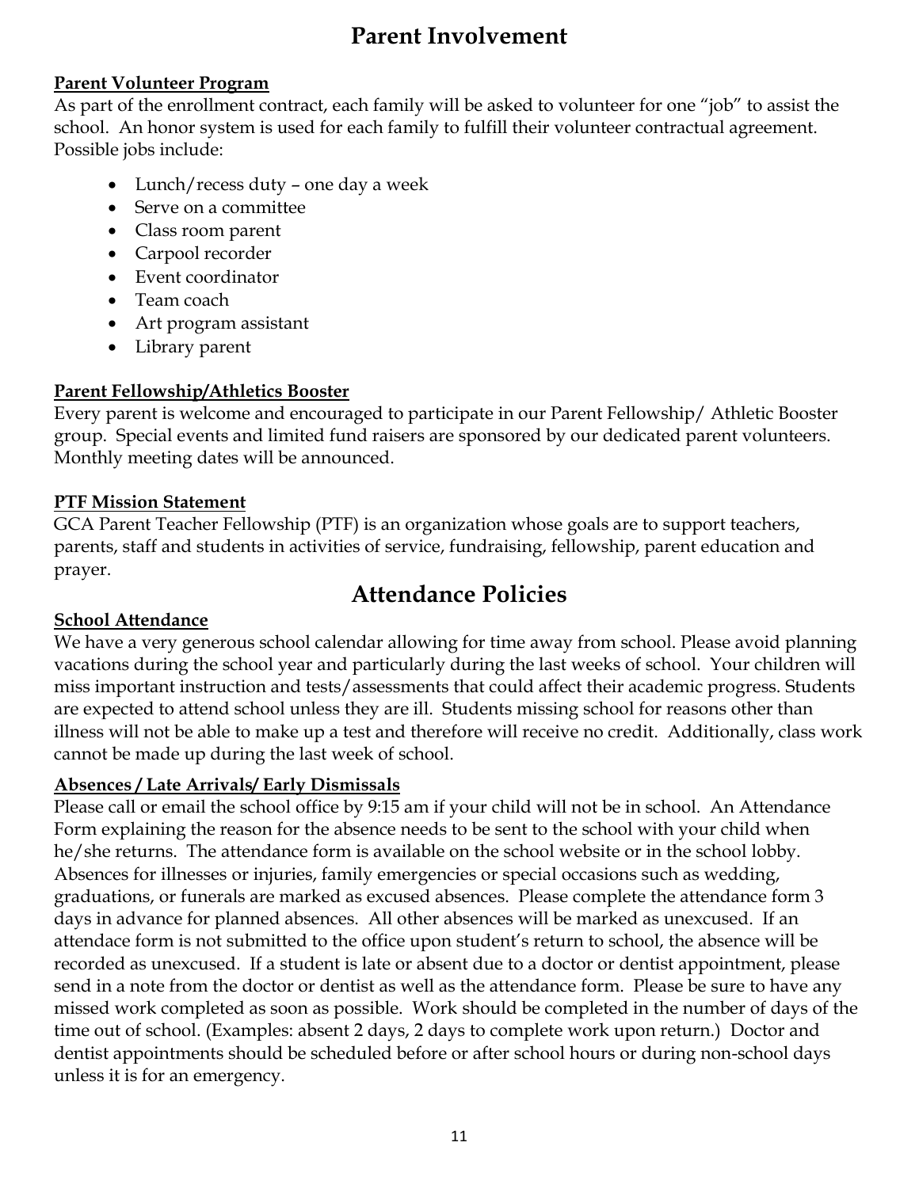# Parent Involvement

**Parent Volunteer Program**

As part of the enrollment contract, each family will be asked to volunteer for one "job" to assist the school. An honor system is used for each family to fulfill their volunteer contractual agreement. Possible jobs include:

- Lunch/recess duty – one day a week
- Serve on a committee
- Class room parent
- Carpool recorder
- Event coordinator
- Team coach
- Art program assistant
- Library parent

**Parent Fellowship/Athletics Booster**

Every parent is welcome and encouraged to participate in our Parent Fellowship/ Athletic Booster group. Special events and limited fund raisers are sponsored by our dedicated parent volunteers. Monthly meeting dates will be announced.

**PTF Mission Statement**

GCA Parent Teacher Fellowship (PTF) is an organization whose goals are to support teachers, parents, staff and students in activities of service, fundraising, fellowship, parent education and prayer.

# Attendance Policies

**School Attendance**

We have a very generous school calendar allowing for time away from school. Please avoid planning vacations during the school year and particularly during the last weeks of school. Your children will miss important instruction and tests/assessments that could affect their academic progress. Students are expected to attend school unless they are ill. Students missing school for reasons other than illness will not be able to make up a test and therefore will receive no credit. Additionally, class work cannot be made up during the last week of school.

**Absences / Late Arrivals/ Early Dismissals**

Please call or email the school office by 9:15 am if your child will not be in school. An Attendance Form explaining the reason for the absence needs to be sent to the school with your child when he/she returns. The attendance form is available on the school website or in the school lobby. Absences for illnesses or injuries, family emergencies or special occasions such as wedding, graduations, or funerals are marked as excused absences. Please complete the attendance form 3 days in advance for planned absences. All other absences will be marked as unexcused. If an attendace form is not submitted to the office upon student's return to school, the absence will be recorded as unexcused. If a student is late or absent due to a doctor or dentist appointment, please send in a note from the doctor or dentist as well as the attendance form. Please be sure to have any missed work completed as soon as possible. Work should be completed in the number of days of the time out of school. (Examples: absent 2 days, 2 days to complete work upon return.) Doctor and dentist appointments should be scheduled before or after school hours or during non-school days unless it is for an emergency.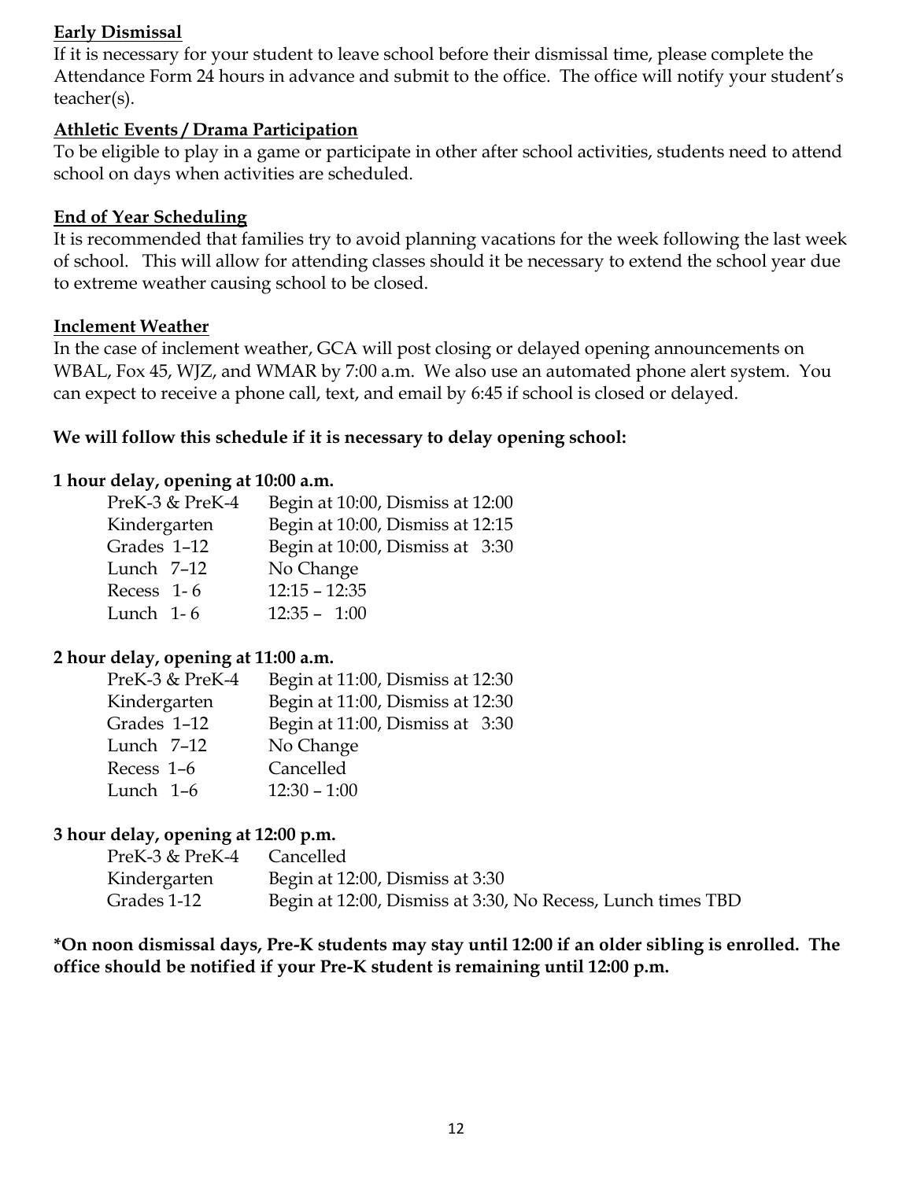**Early Dismissal**

If it is necessary for your student to leave school before their dismissal time, please complete the Attendance Form 24 hours in advance and submit to the office. The office will notify your student's teacher(s).

**Athletic Events / Drama Participation**

To be eligible to play in a game or participate in other after school activities, students need to attend school on days when activities are scheduled.

**End of Year Scheduling**

It is recommended that families try to avoid planning vacations for the week following the last week of school. This will allow for attending classes should it be necessary to extend the school year due to extreme weather causing school to be closed.

**Inclement Weather**

In the case of inclement weather, GCA will post closing or delayed opening announcements on WBAL, Fox 45, WJZ, and WMAR by 7:00 a.m. We also use an automated phone alert system. You can expect to receive a phone call, text, and email by 6:45 if school is closed or delayed.

**We will follow this schedule if it is necessary to delay opening school:**

**1 hour delay, opening at 10:00 a.m.**

| | |
|---|---|
| PreK-3 & PreK-4 | Begin at 10:00, Dismiss at 12:00 |
| Kindergarten | Begin at 10:00, Dismiss at 12:15 |
| Grades 1–12 | Begin at 10:00, Dismiss at 3:30 |
| Lunch 7–12 | No Change |
| Recess 1- 6 | 12:15 – 12:35 |
| Lunch 1- 6 | 12:35 – 1:00 |

**2 hour delay, opening at 11:00 a.m.**

| | |
|---|---|
| PreK-3 & PreK-4 | Begin at 11:00, Dismiss at 12:30 |
| Kindergarten | Begin at 11:00, Dismiss at 12:30 |
| Grades 1–12 | Begin at 11:00, Dismiss at 3:30 |
| Lunch 7–12 | No Change |
| Recess 1–6 | Cancelled |
| Lunch 1–6 | 12:30 – 1:00 |

**3 hour delay, opening at 12:00 p.m.**

| | |
|---|---|
| PreK-3 & PreK-4 | Cancelled |
| Kindergarten | Begin at 12:00, Dismiss at 3:30 |
| Grades 1-12 | Begin at 12:00, Dismiss at 3:30, No Recess, Lunch times TBD |

**\*On noon dismissal days, Pre-K students may stay until 12:00 if an older sibling is enrolled. The office should be notified if your Pre-K student is remaining until 12:00 p.m.**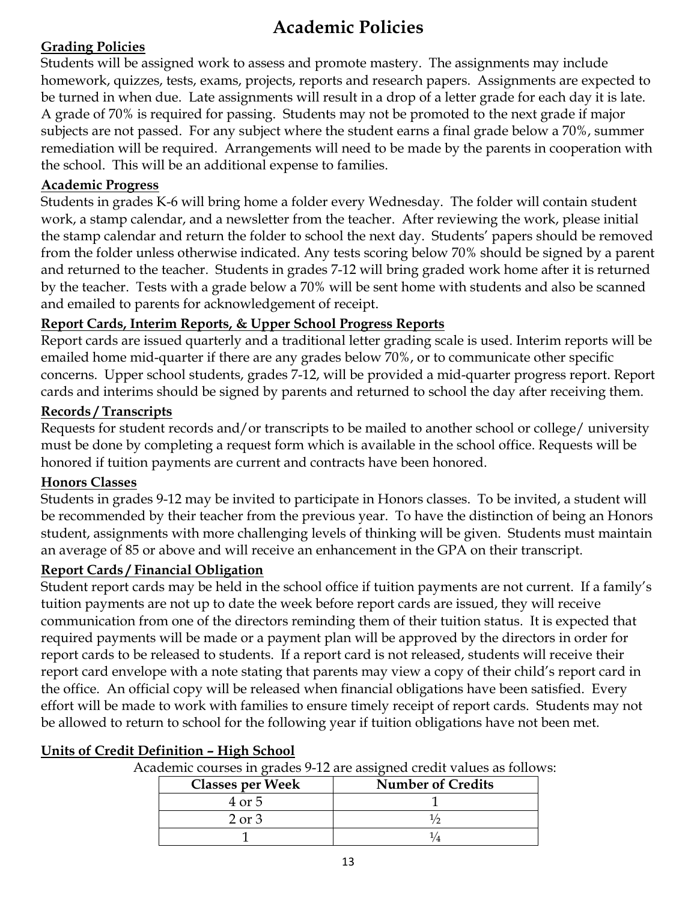# Academic Policies

## Grading Policies

Students will be assigned work to assess and promote mastery. The assignments may include homework, quizzes, tests, exams, projects, reports and research papers. Assignments are expected to be turned in when due. Late assignments will result in a drop of a letter grade for each day it is late. A grade of 70% is required for passing. Students may not be promoted to the next grade if major subjects are not passed. For any subject where the student earns a final grade below a 70%, summer remediation will be required. Arrangements will need to be made by the parents in cooperation with the school. This will be an additional expense to families.

## Academic Progress

Students in grades K-6 will bring home a folder every Wednesday. The folder will contain student work, a stamp calendar, and a newsletter from the teacher. After reviewing the work, please initial the stamp calendar and return the folder to school the next day. Students' papers should be removed from the folder unless otherwise indicated. Any tests scoring below 70% should be signed by a parent and returned to the teacher. Students in grades 7-12 will bring graded work home after it is returned by the teacher. Tests with a grade below a 70% will be sent home with students and also be scanned and emailed to parents for acknowledgement of receipt.

## Report Cards, Interim Reports, & Upper School Progress Reports

Report cards are issued quarterly and a traditional letter grading scale is used. Interim reports will be emailed home mid-quarter if there are any grades below 70%, or to communicate other specific concerns. Upper school students, grades 7-12, will be provided a mid-quarter progress report. Report cards and interims should be signed by parents and returned to school the day after receiving them.

## Records / Transcripts

Requests for student records and/or transcripts to be mailed to another school or college/ university must be done by completing a request form which is available in the school office. Requests will be honored if tuition payments are current and contracts have been honored.

## Honors Classes

Students in grades 9-12 may be invited to participate in Honors classes. To be invited, a student will be recommended by their teacher from the previous year. To have the distinction of being an Honors student, assignments with more challenging levels of thinking will be given. Students must maintain an average of 85 or above and will receive an enhancement in the GPA on their transcript.

## Report Cards / Financial Obligation

Student report cards may be held in the school office if tuition payments are not current. If a family's tuition payments are not up to date the week before report cards are issued, they will receive communication from one of the directors reminding them of their tuition status. It is expected that required payments will be made or a payment plan will be approved by the directors in order for report cards to be released to students. If a report card is not released, students will receive their report card envelope with a note stating that parents may view a copy of their child's report card in the office. An official copy will be released when financial obligations have been satisfied. Every effort will be made to work with families to ensure timely receipt of report cards. Students may not be allowed to return to school for the following year if tuition obligations have not been met.

## Units of Credit Definition – High School

Academic courses in grades 9-12 are assigned credit values as follows:

| Classes per Week | Number of Credits |
|---|---|
| 4 or 5 | 1 |
| 2 or 3 | ½ |
| 1 | ¼ |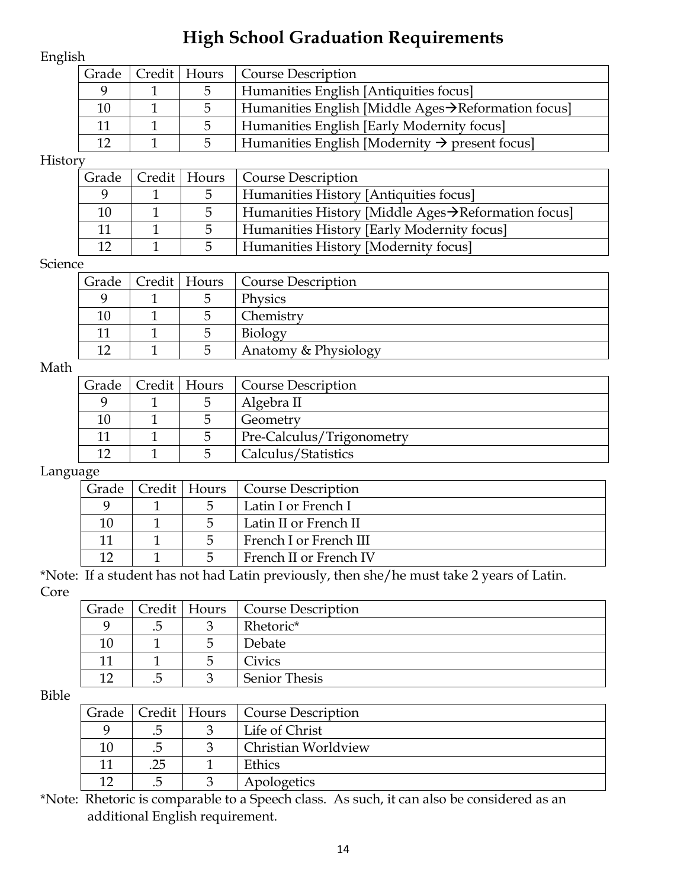# High School Graduation Requirements

English

| Grade | Credit | Hours | Course Description |
|---|---|---|---|
| 9 | 1 | 5 | Humanities English [Antiquities focus] |
| 10 | 1 | 5 | Humanities English [Middle Ages→Reformation focus] |
| 11 | 1 | 5 | Humanities English [Early Modernity focus] |
| 12 | 1 | 5 | Humanities English [Modernity → present focus] |

History

| Grade | Credit | Hours | Course Description |
|---|---|---|---|
| 9 | 1 | 5 | Humanities History [Antiquities focus] |
| 10 | 1 | 5 | Humanities History [Middle Ages→Reformation focus] |
| 11 | 1 | 5 | Humanities History [Early Modernity focus] |
| 12 | 1 | 5 | Humanities History [Modernity focus] |

Science

| Grade | Credit | Hours | Course Description |
|---|---|---|---|
| 9 | 1 | 5 | Physics |
| 10 | 1 | 5 | Chemistry |
| 11 | 1 | 5 | Biology |
| 12 | 1 | 5 | Anatomy & Physiology |

Math

| Grade | Credit | Hours | Course Description |
|---|---|---|---|
| 9 | 1 | 5 | Algebra II |
| 10 | 1 | 5 | Geometry |
| 11 | 1 | 5 | Pre-Calculus/Trigonometry |
| 12 | 1 | 5 | Calculus/Statistics |

Language

| Grade | Credit | Hours | Course Description |
|---|---|---|---|
| 9 | 1 | 5 | Latin I or French I |
| 10 | 1 | 5 | Latin II or French II |
| 11 | 1 | 5 | French I or French III |
| 12 | 1 | 5 | French II or French IV |

*Note: If a student has not had Latin previously, then she/he must take 2 years of Latin.

Core

| Grade | Credit | Hours | Course Description |
|---|---|---|---|
| 9 | .5 | 3 | Rhetoric* |
| 10 | 1 | 5 | Debate |
| 11 | 1 | 5 | Civics |
| 12 | .5 | 3 | Senior Thesis |

Bible

| Grade | Credit | Hours | Course Description |
|---|---|---|---|
| 9 | .5 | 3 | Life of Christ |
| 10 | .5 | 3 | Christian Worldview |
| 11 | .25 | 1 | Ethics |
| 12 | .5 | 3 | Apologetics |

*Note: Rhetoric is comparable to a Speech class. As such, it can also be considered as an additional English requirement.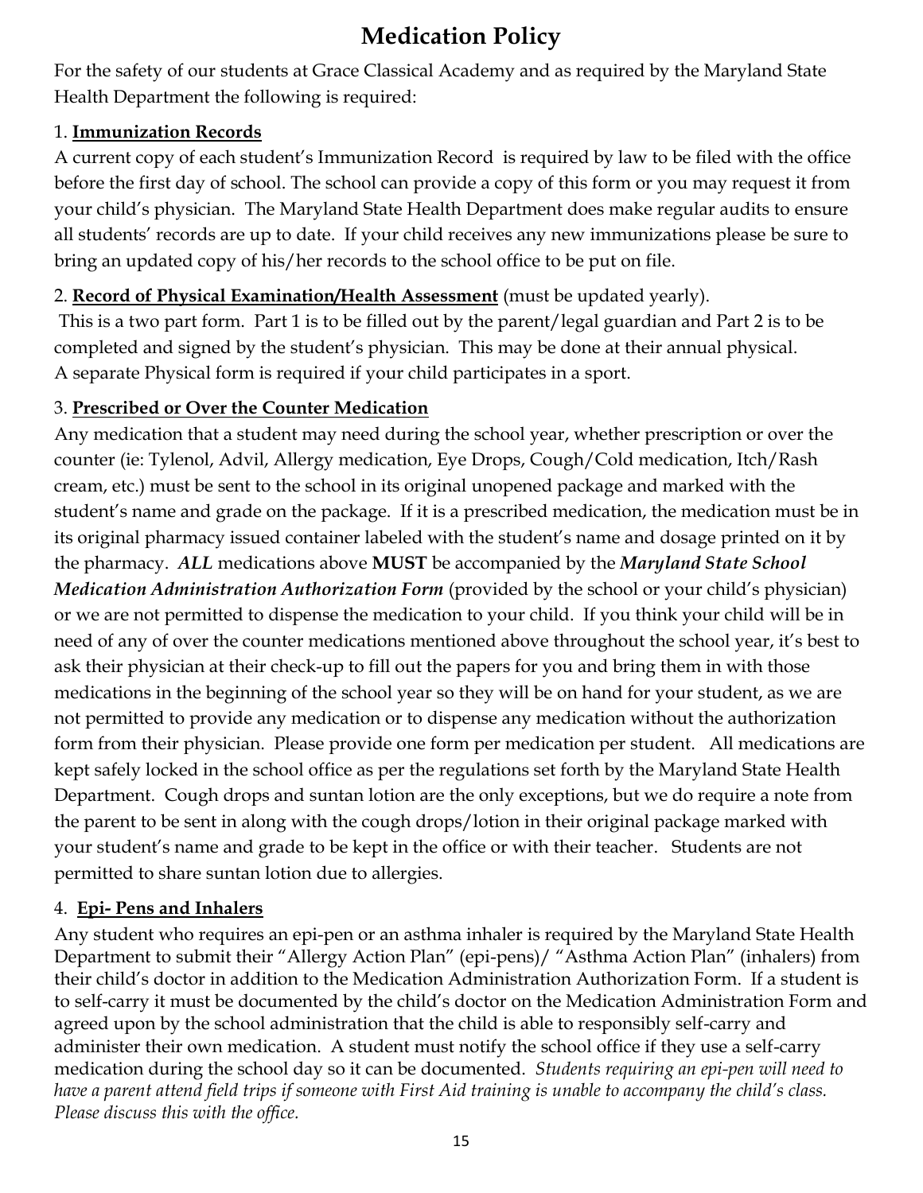# Medication Policy

For the safety of our students at Grace Classical Academy and as required by the Maryland State Health Department the following is required:

1. **Immunization Records**

A current copy of each student's Immunization Record is required by law to be filed with the office before the first day of school. The school can provide a copy of this form or you may request it from your child's physician. The Maryland State Health Department does make regular audits to ensure all students' records are up to date. If your child receives any new immunizations please be sure to bring an updated copy of his/her records to the school office to be put on file.

2. **Record of Physical Examination/Health Assessment** (must be updated yearly).

This is a two part form. Part 1 is to be filled out by the parent/legal guardian and Part 2 is to be completed and signed by the student's physician. This may be done at their annual physical. A separate Physical form is required if your child participates in a sport.

3. **Prescribed or Over the Counter Medication**

Any medication that a student may need during the school year, whether prescription or over the counter (ie: Tylenol, Advil, Allergy medication, Eye Drops, Cough/Cold medication, Itch/Rash cream, etc.) must be sent to the school in its original unopened package and marked with the student's name and grade on the package. If it is a prescribed medication, the medication must be in its original pharmacy issued container labeled with the student's name and dosage printed on it by the pharmacy. ***ALL*** medications above **MUST** be accompanied by the ***Maryland State School Medication Administration Authorization Form*** (provided by the school or your child's physician) or we are not permitted to dispense the medication to your child. If you think your child will be in need of any of over the counter medications mentioned above throughout the school year, it's best to ask their physician at their check-up to fill out the papers for you and bring them in with those medications in the beginning of the school year so they will be on hand for your student, as we are not permitted to provide any medication or to dispense any medication without the authorization form from their physician. Please provide one form per medication per student. All medications are kept safely locked in the school office as per the regulations set forth by the Maryland State Health Department. Cough drops and suntan lotion are the only exceptions, but we do require a note from the parent to be sent in along with the cough drops/lotion in their original package marked with your student's name and grade to be kept in the office or with their teacher. Students are not permitted to share suntan lotion due to allergies.

4. **Epi- Pens and Inhalers**

Any student who requires an epi-pen or an asthma inhaler is required by the Maryland State Health Department to submit their "Allergy Action Plan" (epi-pens)/ "Asthma Action Plan" (inhalers) from their child's doctor in addition to the Medication Administration Authorization Form. If a student is to self-carry it must be documented by the child's doctor on the Medication Administration Form and agreed upon by the school administration that the child is able to responsibly self-carry and administer their own medication. A student must notify the school office if they use a self-carry medication during the school day so it can be documented. *Students requiring an epi-pen will need to have a parent attend field trips if someone with First Aid training is unable to accompany the child's class. Please discuss this with the office.*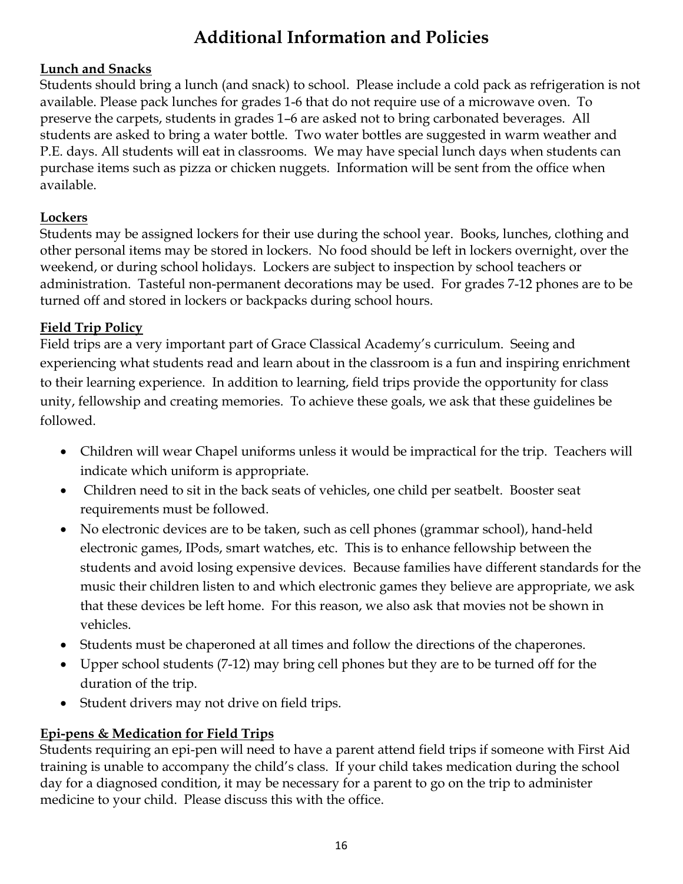# Additional Information and Policies

**Lunch and Snacks**

Students should bring a lunch (and snack) to school. Please include a cold pack as refrigeration is not available. Please pack lunches for grades 1-6 that do not require use of a microwave oven. To preserve the carpets, students in grades 1–6 are asked not to bring carbonated beverages. All students are asked to bring a water bottle. Two water bottles are suggested in warm weather and P.E. days. All students will eat in classrooms. We may have special lunch days when students can purchase items such as pizza or chicken nuggets. Information will be sent from the office when available.

**Lockers**

Students may be assigned lockers for their use during the school year. Books, lunches, clothing and other personal items may be stored in lockers. No food should be left in lockers overnight, over the weekend, or during school holidays. Lockers are subject to inspection by school teachers or administration. Tasteful non-permanent decorations may be used. For grades 7-12 phones are to be turned off and stored in lockers or backpacks during school hours.

**Field Trip Policy**

Field trips are a very important part of Grace Classical Academy's curriculum. Seeing and experiencing what students read and learn about in the classroom is a fun and inspiring enrichment to their learning experience. In addition to learning, field trips provide the opportunity for class unity, fellowship and creating memories. To achieve these goals, we ask that these guidelines be followed.

- Children will wear Chapel uniforms unless it would be impractical for the trip. Teachers will indicate which uniform is appropriate.
- Children need to sit in the back seats of vehicles, one child per seatbelt. Booster seat requirements must be followed.
- No electronic devices are to be taken, such as cell phones (grammar school), hand-held electronic games, IPods, smart watches, etc. This is to enhance fellowship between the students and avoid losing expensive devices. Because families have different standards for the music their children listen to and which electronic games they believe are appropriate, we ask that these devices be left home. For this reason, we also ask that movies not be shown in vehicles.
- Students must be chaperoned at all times and follow the directions of the chaperones.
- Upper school students (7-12) may bring cell phones but they are to be turned off for the duration of the trip.
- Student drivers may not drive on field trips.

**Epi-pens & Medication for Field Trips**

Students requiring an epi-pen will need to have a parent attend field trips if someone with First Aid training is unable to accompany the child's class. If your child takes medication during the school day for a diagnosed condition, it may be necessary for a parent to go on the trip to administer medicine to your child. Please discuss this with the office.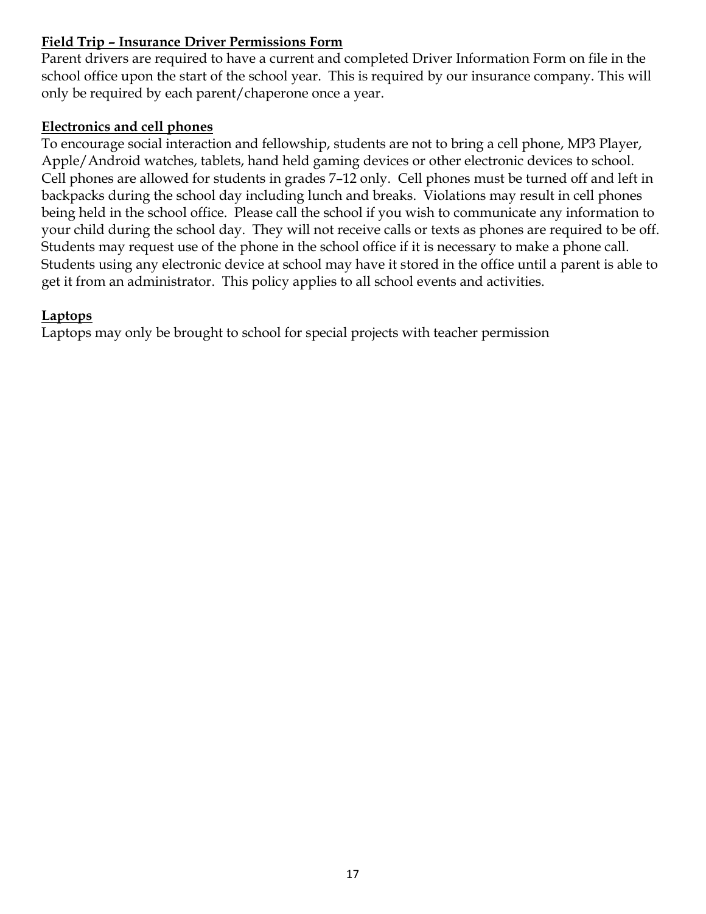**Field Trip – Insurance Driver Permissions Form**

Parent drivers are required to have a current and completed Driver Information Form on file in the school office upon the start of the school year. This is required by our insurance company. This will only be required by each parent/chaperone once a year.

**Electronics and cell phones**

To encourage social interaction and fellowship, students are not to bring a cell phone, MP3 Player, Apple/Android watches, tablets, hand held gaming devices or other electronic devices to school. Cell phones are allowed for students in grades 7–12 only. Cell phones must be turned off and left in backpacks during the school day including lunch and breaks. Violations may result in cell phones being held in the school office. Please call the school if you wish to communicate any information to your child during the school day. They will not receive calls or texts as phones are required to be off. Students may request use of the phone in the school office if it is necessary to make a phone call. Students using any electronic device at school may have it stored in the office until a parent is able to get it from an administrator. This policy applies to all school events and activities.

**Laptops**

Laptops may only be brought to school for special projects with teacher permission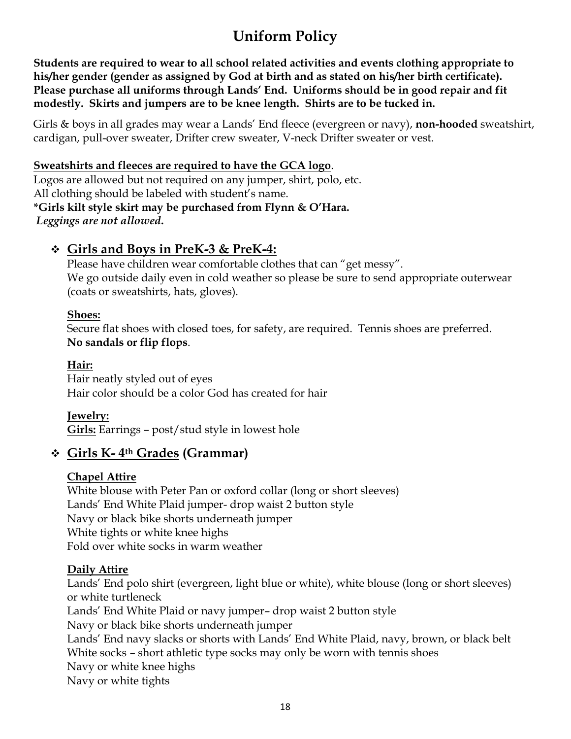# Uniform Policy

**Students are required to wear to all school related activities and events clothing appropriate to his/her gender (gender as assigned by God at birth and as stated on his/her birth certificate). Please purchase all uniforms through Lands' End. Uniforms should be in good repair and fit modestly. Skirts and jumpers are to be knee length. Shirts are to be tucked in.**

Girls & boys in all grades may wear a Lands' End fleece (evergreen or navy), **non-hooded** sweatshirt, cardigan, pull-over sweater, Drifter crew sweater, V-neck Drifter sweater or vest.

**Sweatshirts and fleeces are required to have the GCA logo**.
Logos are allowed but not required on any jumper, shirt, polo, etc.
All clothing should be labeled with student's name.
**\*Girls kilt style skirt may be purchased from Flynn & O'Hara.**
***Leggings are not allowed.***

## ❖ Girls and Boys in PreK-3 & PreK-4:

Please have children wear comfortable clothes that can "get messy".
We go outside daily even in cold weather so please be sure to send appropriate outerwear (coats or sweatshirts, hats, gloves).

**Shoes:**
Secure flat shoes with closed toes, for safety, are required. Tennis shoes are preferred.
**No sandals or flip flops**.

**Hair:**
Hair neatly styled out of eyes
Hair color should be a color God has created for hair

**Jewelry:**
**Girls:** Earrings – post/stud style in lowest hole

## ❖ Girls K- 4th Grades (Grammar)

**Chapel Attire**
White blouse with Peter Pan or oxford collar (long or short sleeves)
Lands' End White Plaid jumper- drop waist 2 button style
Navy or black bike shorts underneath jumper
White tights or white knee highs
Fold over white socks in warm weather

**Daily Attire**
Lands' End polo shirt (evergreen, light blue or white), white blouse (long or short sleeves) or white turtleneck
Lands' End White Plaid or navy jumper– drop waist 2 button style
Navy or black bike shorts underneath jumper
Lands' End navy slacks or shorts with Lands' End White Plaid, navy, brown, or black belt
White socks – short athletic type socks may only be worn with tennis shoes
Navy or white knee highs
Navy or white tights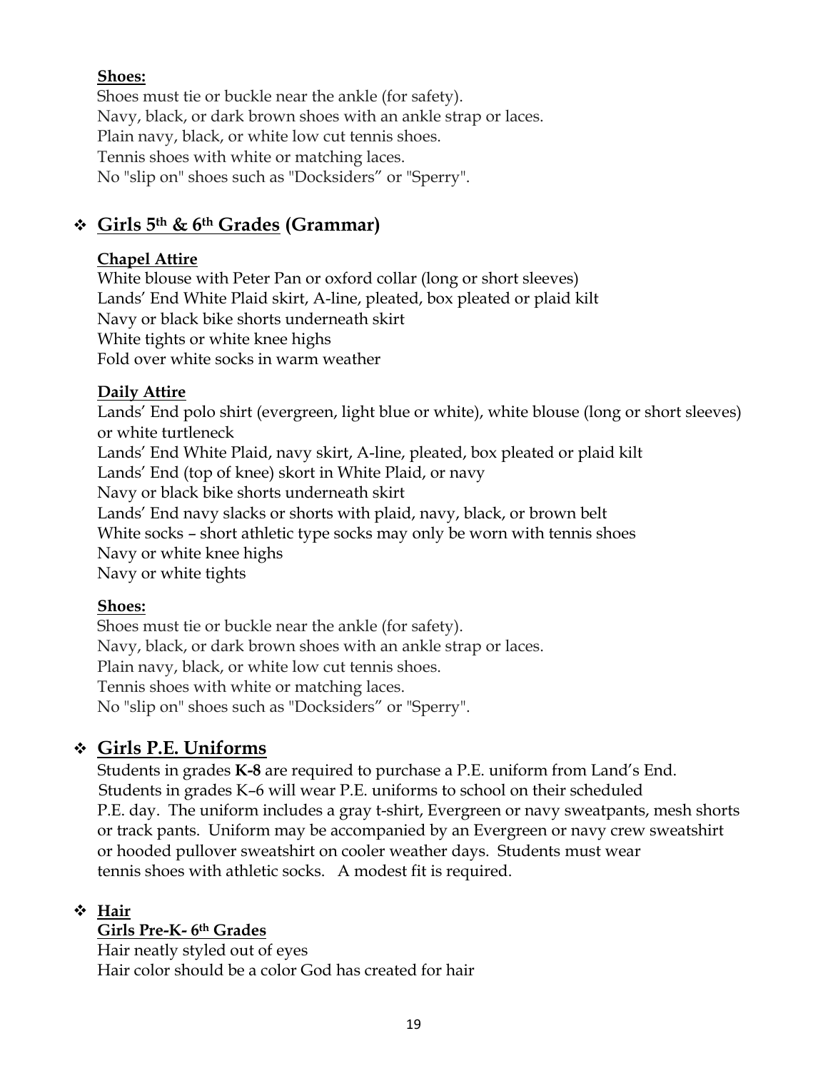**Shoes:**

Shoes must tie or buckle near the ankle (for safety).
Navy, black, or dark brown shoes with an ankle strap or laces.
Plain navy, black, or white low cut tennis shoes.
Tennis shoes with white or matching laces.
No "slip on" shoes such as "Docksiders" or "Sperry".

## ❖ Girls 5th & 6th Grades (Grammar)

**Chapel Attire**

White blouse with Peter Pan or oxford collar (long or short sleeves)
Lands' End White Plaid skirt, A-line, pleated, box pleated or plaid kilt
Navy or black bike shorts underneath skirt
White tights or white knee highs
Fold over white socks in warm weather

**Daily Attire**

Lands' End polo shirt (evergreen, light blue or white), white blouse (long or short sleeves) or white turtleneck
Lands' End White Plaid, navy skirt, A-line, pleated, box pleated or plaid kilt
Lands' End (top of knee) skort in White Plaid, or navy
Navy or black bike shorts underneath skirt
Lands' End navy slacks or shorts with plaid, navy, black, or brown belt
White socks – short athletic type socks may only be worn with tennis shoes
Navy or white knee highs
Navy or white tights

**Shoes:**

Shoes must tie or buckle near the ankle (for safety).
Navy, black, or dark brown shoes with an ankle strap or laces.
Plain navy, black, or white low cut tennis shoes.
Tennis shoes with white or matching laces.
No "slip on" shoes such as "Docksiders" or "Sperry".

## ❖ Girls P.E. Uniforms

Students in grades **K-8** are required to purchase a P.E. uniform from Land's End. Students in grades K–6 will wear P.E. uniforms to school on their scheduled P.E. day. The uniform includes a gray t-shirt, Evergreen or navy sweatpants, mesh shorts or track pants. Uniform may be accompanied by an Evergreen or navy crew sweatshirt or hooded pullover sweatshirt on cooler weather days. Students must wear tennis shoes with athletic socks. A modest fit is required.

## ❖ Hair

**Girls Pre-K- 6th Grades**

Hair neatly styled out of eyes
Hair color should be a color God has created for hair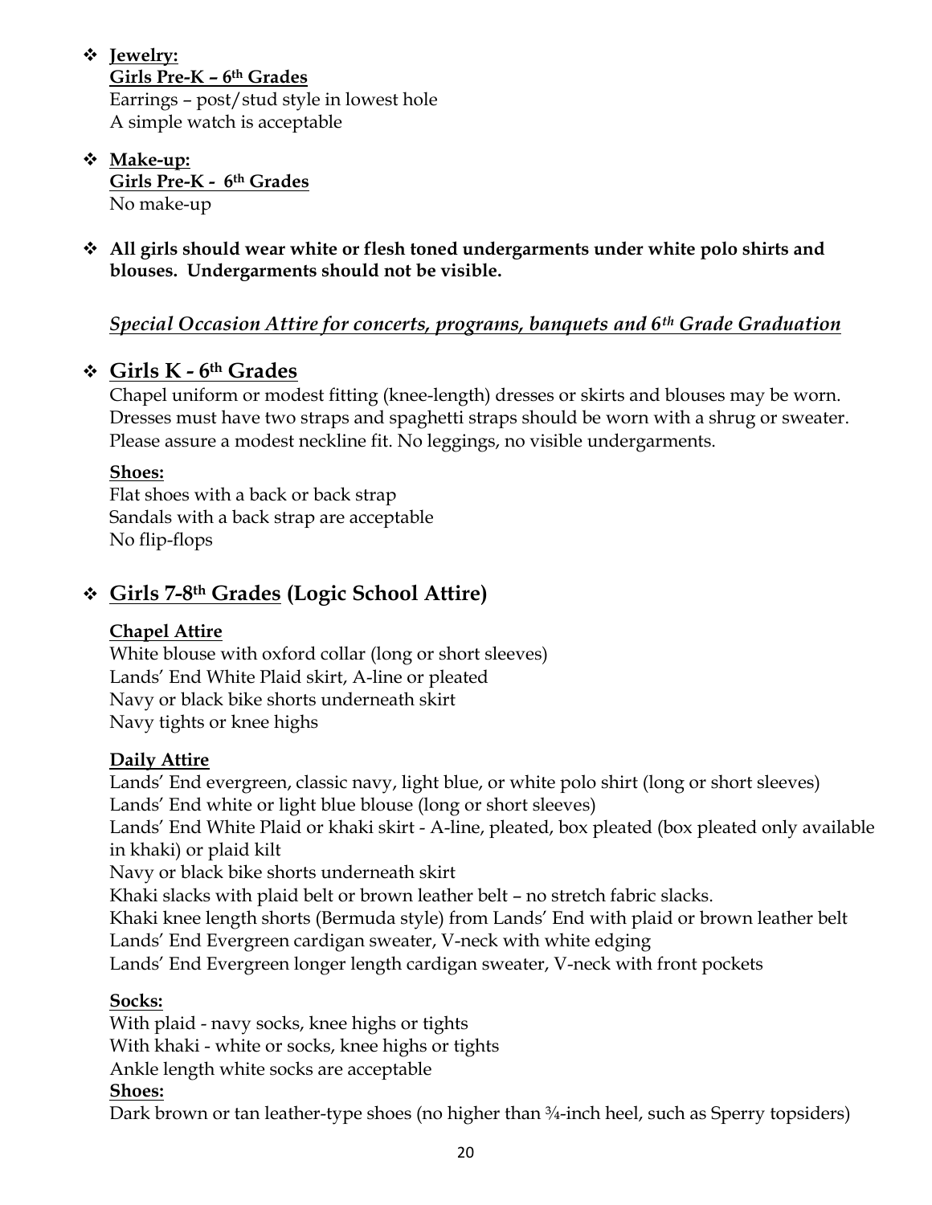- **Jewelry:**
  **Girls Pre-K – 6th Grades**
  Earrings – post/stud style in lowest hole
  A simple watch is acceptable

- **Make-up:**
  **Girls Pre-K - 6th Grades**
  No make-up

- **All girls should wear white or flesh toned undergarments under white polo shirts and blouses. Undergarments should not be visible.**

***Special Occasion Attire for concerts, programs, banquets and 6th Grade Graduation***

## Girls K - 6th Grades

Chapel uniform or modest fitting (knee-length) dresses or skirts and blouses may be worn. Dresses must have two straps and spaghetti straps should be worn with a shrug or sweater. Please assure a modest neckline fit. No leggings, no visible undergarments.

**Shoes:**
Flat shoes with a back or back strap
Sandals with a back strap are acceptable
No flip-flops

## Girls 7-8th Grades (Logic School Attire)

**Chapel Attire**
White blouse with oxford collar (long or short sleeves)
Lands' End White Plaid skirt, A-line or pleated
Navy or black bike shorts underneath skirt
Navy tights or knee highs

**Daily Attire**
Lands' End evergreen, classic navy, light blue, or white polo shirt (long or short sleeves)
Lands' End white or light blue blouse (long or short sleeves)
Lands' End White Plaid or khaki skirt - A-line, pleated, box pleated (box pleated only available in khaki) or plaid kilt
Navy or black bike shorts underneath skirt
Khaki slacks with plaid belt or brown leather belt – no stretch fabric slacks.
Khaki knee length shorts (Bermuda style) from Lands' End with plaid or brown leather belt
Lands' End Evergreen cardigan sweater, V-neck with white edging
Lands' End Evergreen longer length cardigan sweater, V-neck with front pockets

**Socks:**
With plaid - navy socks, knee highs or tights
With khaki - white or socks, knee highs or tights
Ankle length white socks are acceptable

**Shoes:**
Dark brown or tan leather-type shoes (no higher than ¾-inch heel, such as Sperry topsiders)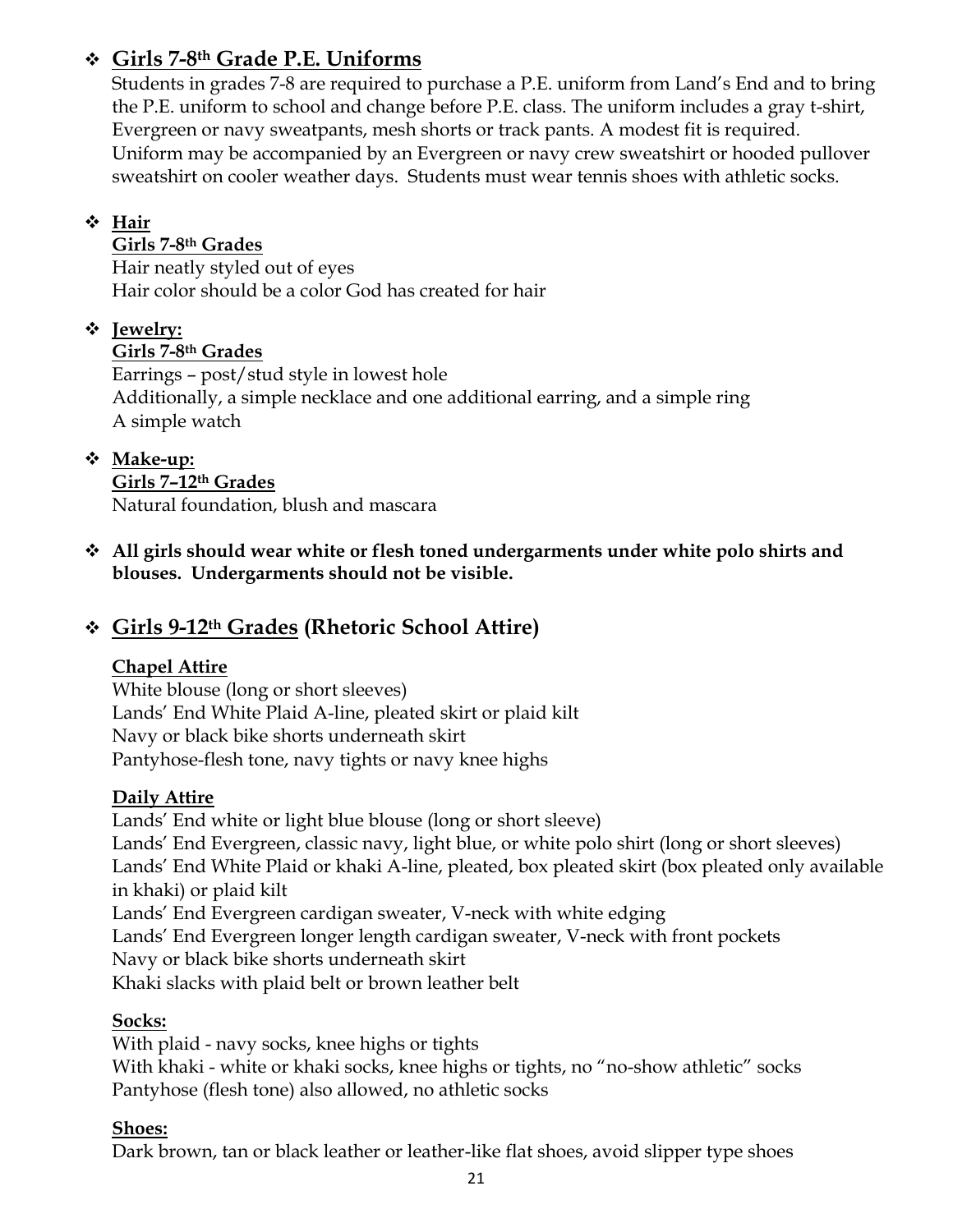- **Girls 7-8th Grade P.E. Uniforms**

  Students in grades 7-8 are required to purchase a P.E. uniform from Land's End and to bring the P.E. uniform to school and change before P.E. class. The uniform includes a gray t-shirt, Evergreen or navy sweatpants, mesh shorts or track pants. A modest fit is required. Uniform may be accompanied by an Evergreen or navy crew sweatshirt or hooded pullover sweatshirt on cooler weather days. Students must wear tennis shoes with athletic socks.

- **Hair**

  **Girls 7-8th Grades**

  Hair neatly styled out of eyes
  Hair color should be a color God has created for hair

- **Jewelry:**

  **Girls 7-8th Grades**

  Earrings – post/stud style in lowest hole
  Additionally, a simple necklace and one additional earring, and a simple ring
  A simple watch

- **Make-up:**

  **Girls 7–12th Grades**

  Natural foundation, blush and mascara

- **All girls should wear white or flesh toned undergarments under white polo shirts and blouses. Undergarments should not be visible.**

## Girls 9-12th Grades (Rhetoric School Attire)

**Chapel Attire**

White blouse (long or short sleeves)
Lands' End White Plaid A-line, pleated skirt or plaid kilt
Navy or black bike shorts underneath skirt
Pantyhose-flesh tone, navy tights or navy knee highs

**Daily Attire**

Lands' End white or light blue blouse (long or short sleeve)
Lands' End Evergreen, classic navy, light blue, or white polo shirt (long or short sleeves)
Lands' End White Plaid or khaki A-line, pleated, box pleated skirt (box pleated only available in khaki) or plaid kilt
Lands' End Evergreen cardigan sweater, V-neck with white edging
Lands' End Evergreen longer length cardigan sweater, V-neck with front pockets
Navy or black bike shorts underneath skirt
Khaki slacks with plaid belt or brown leather belt

**Socks:**

With plaid - navy socks, knee highs or tights
With khaki - white or khaki socks, knee highs or tights, no "no-show athletic" socks
Pantyhose (flesh tone) also allowed, no athletic socks

**Shoes:**

Dark brown, tan or black leather or leather-like flat shoes, avoid slipper type shoes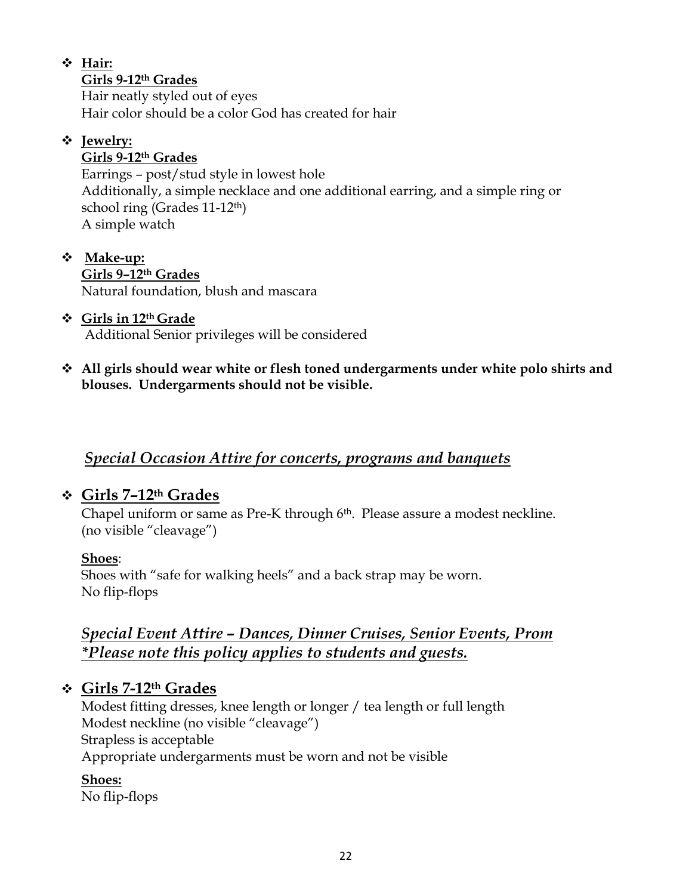- **Hair:**

  **Girls 9-12th Grades**

  Hair neatly styled out of eyes

  Hair color should be a color God has created for hair

- **Jewelry:**

  **Girls 9-12th Grades**

  Earrings – post/stud style in lowest hole

  Additionally, a simple necklace and one additional earring, and a simple ring or school ring (Grades 11-12th)

  A simple watch

- **Make-up:**

  **Girls 9–12th Grades**

  Natural foundation, blush and mascara

- **Girls in 12th Grade**

  Additional Senior privileges will be considered

- **All girls should wear white or flesh toned undergarments under white polo shirts and blouses. Undergarments should not be visible.**

## *Special Occasion Attire for concerts, programs and banquets*

- **Girls 7–12th Grades**

  Chapel uniform or same as Pre-K through 6th. Please assure a modest neckline. (no visible "cleavage")

  **Shoes**:

  Shoes with "safe for walking heels" and a back strap may be worn.

  No flip-flops

## *Special Event Attire – Dances, Dinner Cruises, Senior Events, Prom*
## *\*Please note this policy applies to students and guests.*

- **Girls 7-12th Grades**

  Modest fitting dresses, knee length or longer / tea length or full length

  Modest neckline (no visible "cleavage")

  Strapless is acceptable

  Appropriate undergarments must be worn and not be visible

  **Shoes:**

  No flip-flops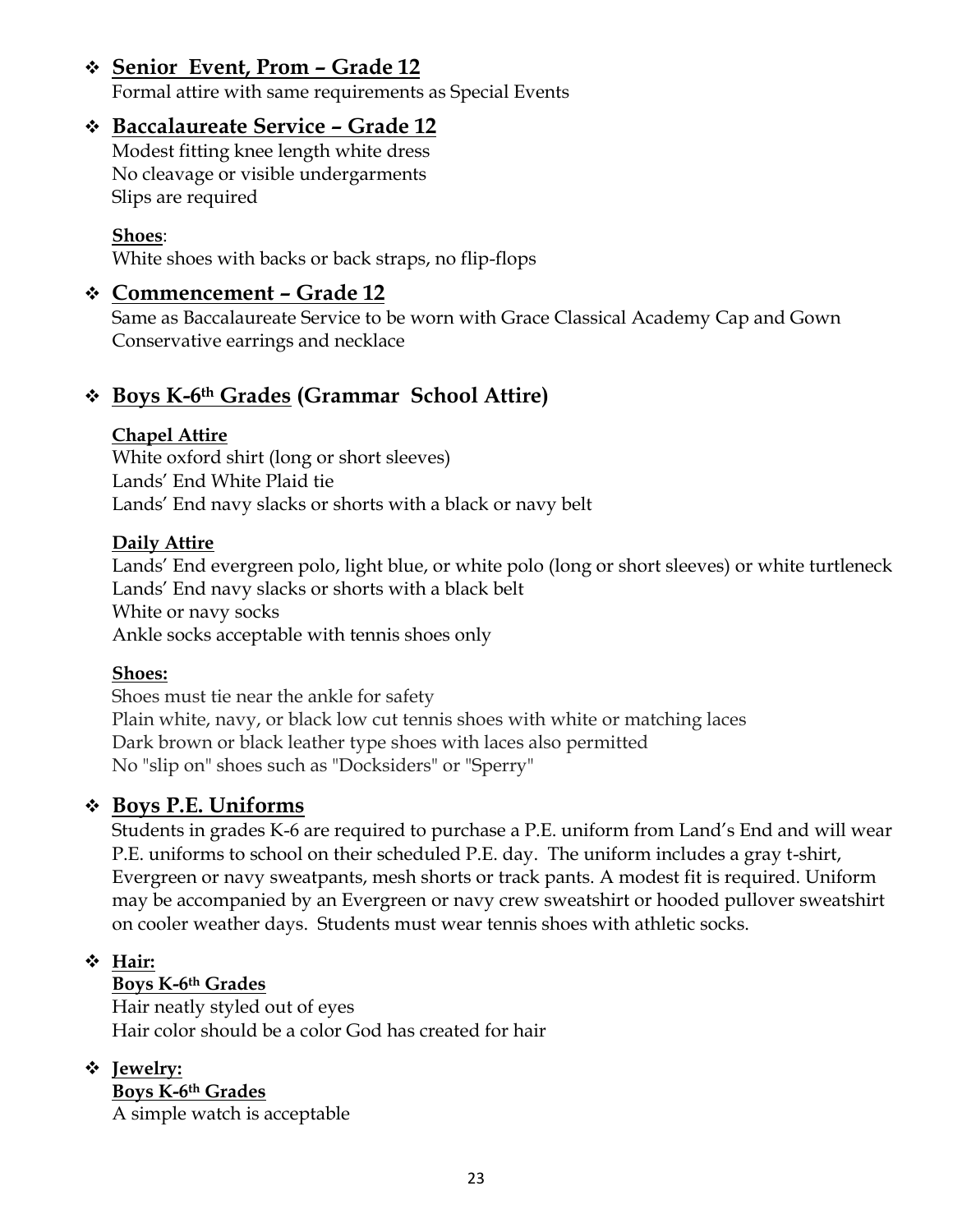- **Senior Event, Prom – Grade 12**

  Formal attire with same requirements as Special Events

- **Baccalaureate Service – Grade 12**

  Modest fitting knee length white dress
  No cleavage or visible undergarments
  Slips are required

  **Shoes**:
  White shoes with backs or back straps, no flip-flops

- **Commencement – Grade 12**

  Same as Baccalaureate Service to be worn with Grace Classical Academy Cap and Gown
  Conservative earrings and necklace

- **Boys K-6th Grades (Grammar School Attire)**

  **Chapel Attire**
  White oxford shirt (long or short sleeves)
  Lands' End White Plaid tie
  Lands' End navy slacks or shorts with a black or navy belt

  **Daily Attire**
  Lands' End evergreen polo, light blue, or white polo (long or short sleeves) or white turtleneck
  Lands' End navy slacks or shorts with a black belt
  White or navy socks
  Ankle socks acceptable with tennis shoes only

  **Shoes:**
  Shoes must tie near the ankle for safety
  Plain white, navy, or black low cut tennis shoes with white or matching laces
  Dark brown or black leather type shoes with laces also permitted
  No "slip on" shoes such as "Docksiders" or "Sperry"

- **Boys P.E. Uniforms**

  Students in grades K-6 are required to purchase a P.E. uniform from Land's End and will wear P.E. uniforms to school on their scheduled P.E. day. The uniform includes a gray t-shirt, Evergreen or navy sweatpants, mesh shorts or track pants. A modest fit is required. Uniform may be accompanied by an Evergreen or navy crew sweatshirt or hooded pullover sweatshirt on cooler weather days. Students must wear tennis shoes with athletic socks.

- **Hair:**

  **Boys K-6th Grades**
  Hair neatly styled out of eyes
  Hair color should be a color God has created for hair

- **Jewelry:**

  **Boys K-6th Grades**
  A simple watch is acceptable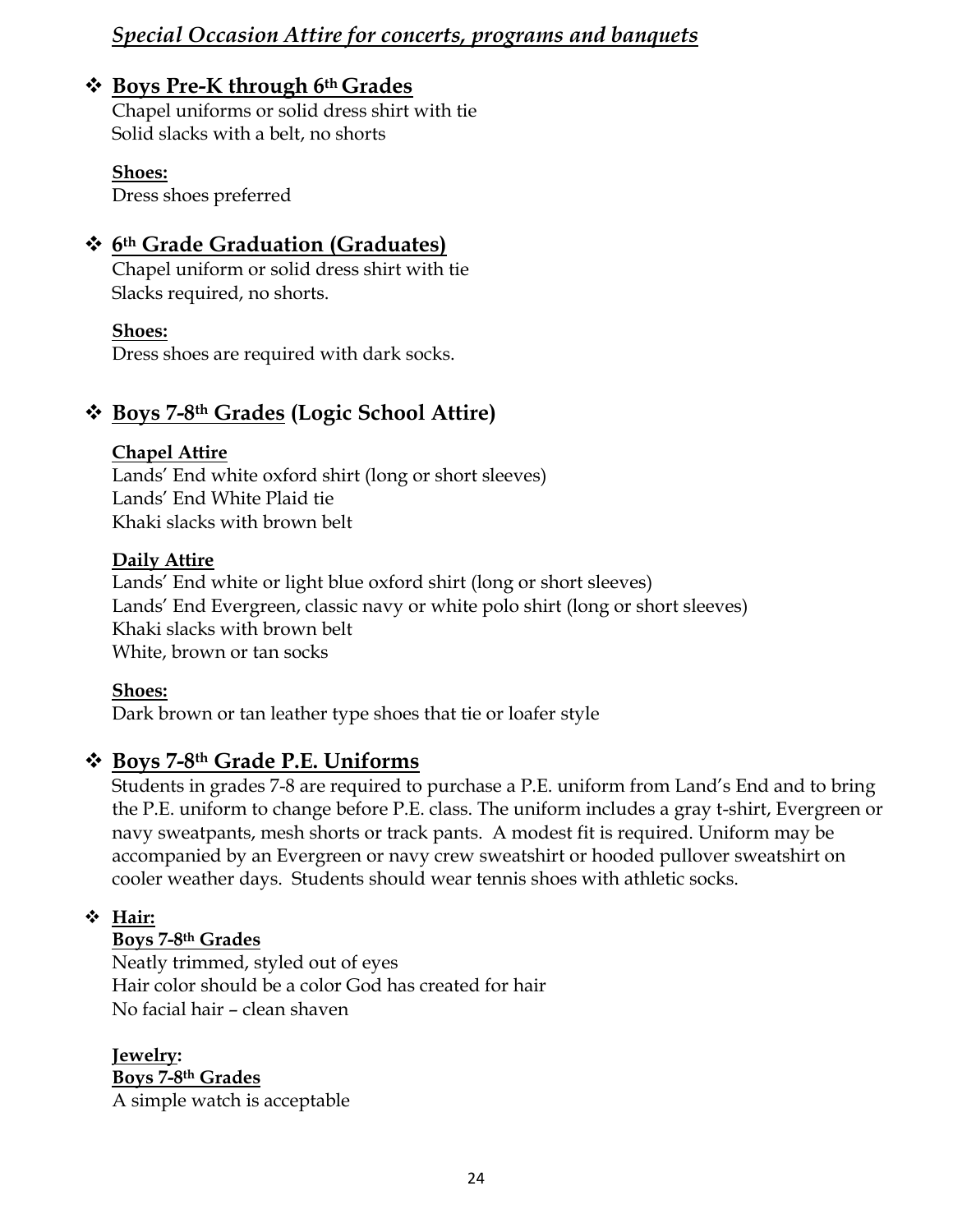## *Special Occasion Attire for concerts, programs and banquets*

- **Boys Pre-K through 6th Grades**

  Chapel uniforms or solid dress shirt with tie
  Solid slacks with a belt, no shorts

  **Shoes:**
  Dress shoes preferred

- **6th Grade Graduation (Graduates)**

  Chapel uniform or solid dress shirt with tie
  Slacks required, no shorts.

  **Shoes:**
  Dress shoes are required with dark socks.

- **Boys 7-8th Grades (Logic School Attire)**

  **Chapel Attire**
  Lands' End white oxford shirt (long or short sleeves)
  Lands' End White Plaid tie
  Khaki slacks with brown belt

  **Daily Attire**
  Lands' End white or light blue oxford shirt (long or short sleeves)
  Lands' End Evergreen, classic navy or white polo shirt (long or short sleeves)
  Khaki slacks with brown belt
  White, brown or tan socks

  **Shoes:**
  Dark brown or tan leather type shoes that tie or loafer style

- **Boys 7-8th Grade P.E. Uniforms**

  Students in grades 7-8 are required to purchase a P.E. uniform from Land's End and to bring the P.E. uniform to change before P.E. class. The uniform includes a gray t-shirt, Evergreen or navy sweatpants, mesh shorts or track pants. A modest fit is required. Uniform may be accompanied by an Evergreen or navy crew sweatshirt or hooded pullover sweatshirt on cooler weather days. Students should wear tennis shoes with athletic socks.

- **Hair:**

  **Boys 7-8th Grades**
  Neatly trimmed, styled out of eyes
  Hair color should be a color God has created for hair
  No facial hair – clean shaven

  **Jewelry:**
  **Boys 7-8th Grades**
  A simple watch is acceptable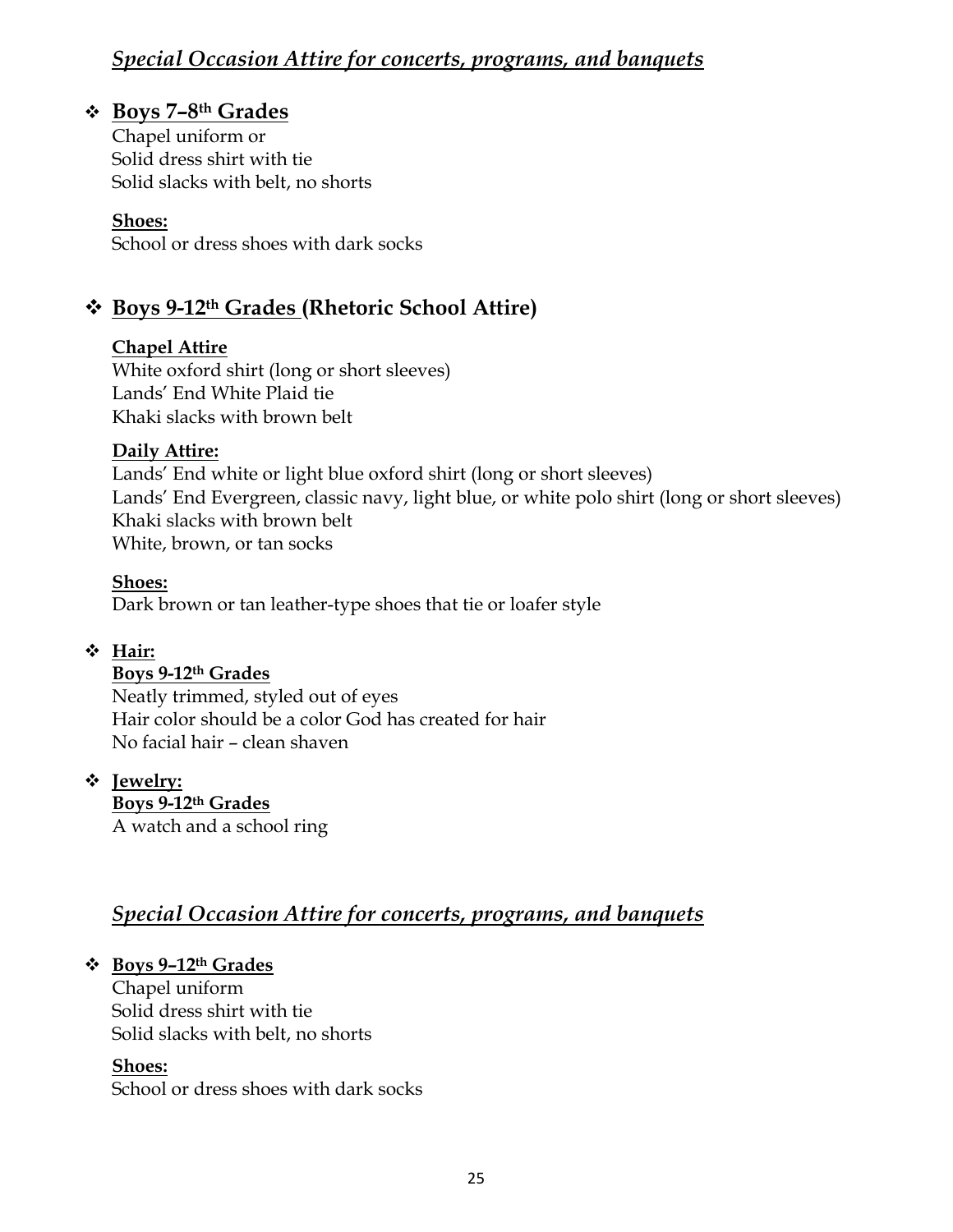## *Special Occasion Attire for concerts, programs, and banquets*

- **Boys 7–8th Grades**

  Chapel uniform or
  Solid dress shirt with tie
  Solid slacks with belt, no shorts

  **Shoes:**
  School or dress shoes with dark socks

- **Boys 9-12th Grades (Rhetoric School Attire)**

  **Chapel Attire**
  White oxford shirt (long or short sleeves)
  Lands' End White Plaid tie
  Khaki slacks with brown belt

  **Daily Attire:**
  Lands' End white or light blue oxford shirt (long or short sleeves)
  Lands' End Evergreen, classic navy, light blue, or white polo shirt (long or short sleeves)
  Khaki slacks with brown belt
  White, brown, or tan socks

  **Shoes:**
  Dark brown or tan leather-type shoes that tie or loafer style

- **Hair:**

  **Boys 9-12th Grades**
  Neatly trimmed, styled out of eyes
  Hair color should be a color God has created for hair
  No facial hair – clean shaven

- **Jewelry:**

  **Boys 9-12th Grades**
  A watch and a school ring

## *Special Occasion Attire for concerts, programs, and banquets*

- **Boys 9–12th Grades**

  Chapel uniform
  Solid dress shirt with tie
  Solid slacks with belt, no shorts

  **Shoes:**
  School or dress shoes with dark socks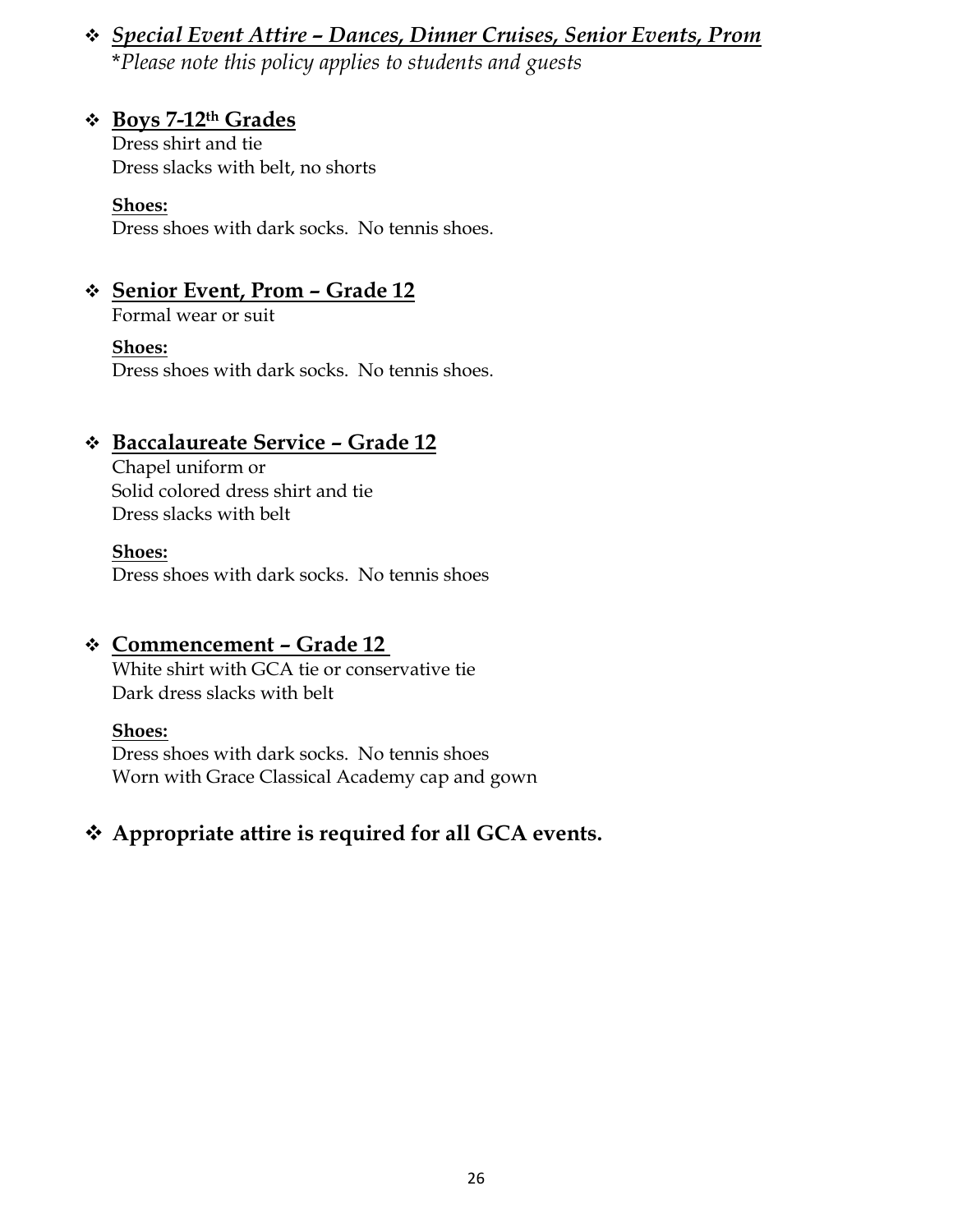- ***Special Event Attire – Dances, Dinner Cruises, Senior Events, Prom***
  *\*Please note this policy applies to students and guests*

- **Boys 7-12th Grades**
  Dress shirt and tie
  Dress slacks with belt, no shorts

  **Shoes:**
  Dress shoes with dark socks. No tennis shoes.

- **Senior Event, Prom – Grade 12**
  Formal wear or suit

  **Shoes:**
  Dress shoes with dark socks. No tennis shoes.

- **Baccalaureate Service – Grade 12**
  Chapel uniform or
  Solid colored dress shirt and tie
  Dress slacks with belt

  **Shoes:**
  Dress shoes with dark socks. No tennis shoes

- **Commencement – Grade 12**
  White shirt with GCA tie or conservative tie
  Dark dress slacks with belt

  **Shoes:**
  Dress shoes with dark socks. No tennis shoes
  Worn with Grace Classical Academy cap and gown

- **Appropriate attire is required for all GCA events.**